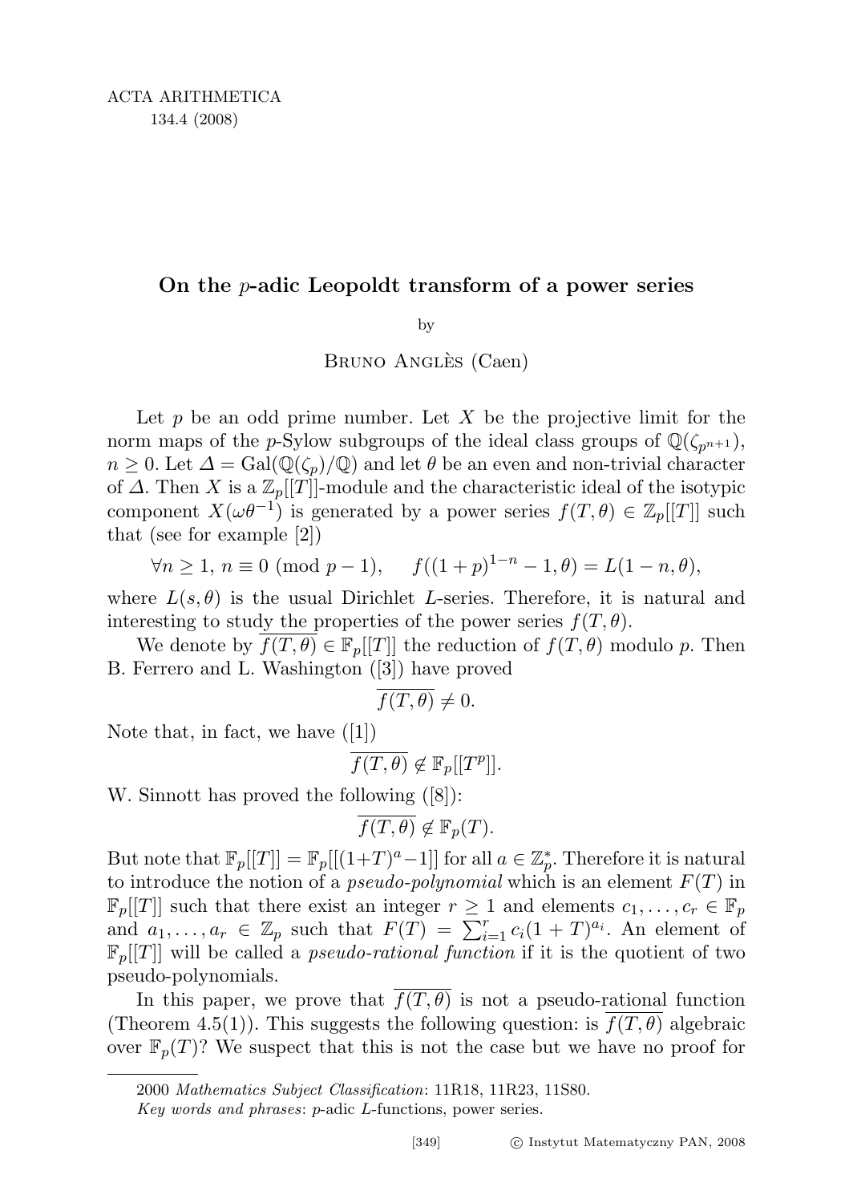# On the $p$-adic Leopoldt transform of a power series

by

Bruno Anglès (Caen)

Let $p$ be an odd prime number. Let $X$ be the projective limit for the norm maps of the $p$-Sylow subgroups of the ideal class groups of $\mathbb{Q}(\zeta_{p^{n+1}})$, $n \geq 0$. Let $\Delta = \mathrm{Gal}(\mathbb{Q}(\zeta_p)/\mathbb{Q})$ and let $\theta$ be an even and non-trivial character of $\Delta$. Then $X$ is a $\mathbb{Z}_p[[T]]$-module and the characteristic ideal of the isotypic component $X(\omega\theta^{-1})$ is generated by a power series $f(T,\theta) \in \mathbb{Z}_p[[T]]$ such that (see for example [2])

$$\forall n \geq 1,\ n \equiv 0 \pmod{p-1}, \quad f((1+p)^{1-n} - 1, \theta) = L(1-n, \theta),$$

where $L(s,\theta)$ is the usual Dirichlet $L$-series. Therefore, it is natural and interesting to study the properties of the power series $f(T,\theta)$.

We denote by $\overline{f(T,\theta)} \in \mathbb{F}_p[[T]]$ the reduction of $f(T,\theta)$ modulo $p$. Then B. Ferrero and L. Washington ([3]) have proved

$$\overline{f(T,\theta)} \neq 0.$$

Note that, in fact, we have ([1])

$$\overline{f(T,\theta)} \notin \mathbb{F}_p[[T^p]].$$

W. Sinnott has proved the following ([8]):

$$\overline{f(T,\theta)} \notin \mathbb{F}_p(T).$$

But note that $\mathbb{F}_p[[T]] = \mathbb{F}_p[[(1+T)^a - 1]]$ for all $a \in \mathbb{Z}_p^*$. Therefore it is natural to introduce the notion of a *pseudo-polynomial* which is an element $F(T)$ in $\mathbb{F}_p[[T]]$ such that there exist an integer $r \geq 1$ and elements $c_1, \ldots, c_r \in \mathbb{F}_p$ and $a_1, \ldots, a_r \in \mathbb{Z}_p$ such that $F(T) = \sum_{i=1}^{r} c_i (1+T)^{a_i}$. An element of $\mathbb{F}_p[[T]]$ will be called a *pseudo-rational function* if it is the quotient of two pseudo-polynomials.

In this paper, we prove that $\overline{f(T,\theta)}$ is not a pseudo-rational function (Theorem 4.5(1)). This suggests the following question: is $\overline{f(T,\theta)}$ algebraic over $\mathbb{F}_p(T)$? We suspect that this is not the case but we have no proof for

2000 *Mathematics Subject Classification*: 11R18, 11R23, 11S80.

*Key words and phrases*: $p$-adic $L$-functions, power series.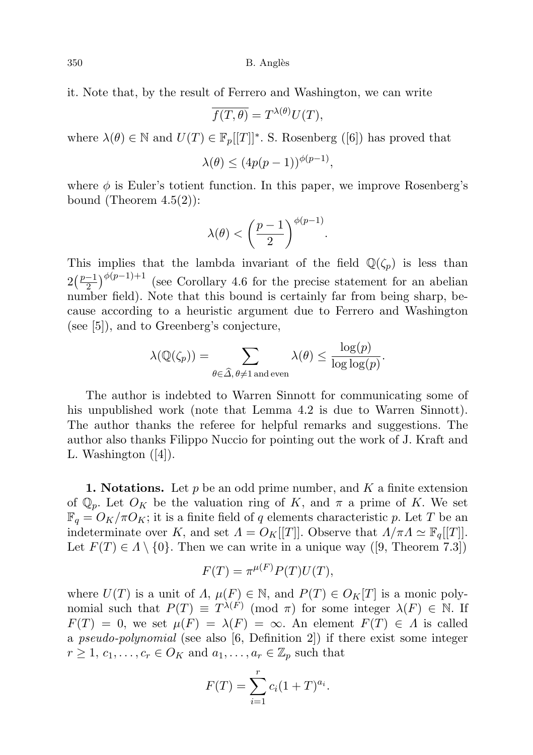it. Note that, by the result of Ferrero and Washington, we can write

$$\overline{f(T,\theta)} = T^{\lambda(\theta)}U(T),$$

where $\lambda(\theta) \in \mathbb{N}$ and $U(T) \in \mathbb{F}_p[[T]]^*$. S. Rosenberg ([6]) has proved that

$$\lambda(\theta) \leq (4p(p-1))^{\phi(p-1)},$$

where $\phi$ is Euler's totient function. In this paper, we improve Rosenberg's bound (Theorem 4.5(2)):

$$\lambda(\theta) < \left(\frac{p-1}{2}\right)^{\phi(p-1)}.$$

This implies that the lambda invariant of the field $\mathbb{Q}(\zeta_p)$ is less than $2\left(\frac{p-1}{2}\right)^{\phi(p-1)+1}$ (see Corollary 4.6 for the precise statement for an abelian number field). Note that this bound is certainly far from being sharp, because according to a heuristic argument due to Ferrero and Washington (see [5]), and to Greenberg's conjecture,

$$\lambda(\mathbb{Q}(\zeta_p)) = \sum_{\theta \in \widehat{\Delta},\, \theta \neq 1 \text{ and even}} \lambda(\theta) \leq \frac{\log(p)}{\log\log(p)}.$$

The author is indebted to Warren Sinnott for communicating some of his unpublished work (note that Lemma 4.2 is due to Warren Sinnott). The author thanks the referee for helpful remarks and suggestions. The author also thanks Filippo Nuccio for pointing out the work of J. Kraft and L. Washington ([4]).

**1. Notations.** Let $p$ be an odd prime number, and $K$ a finite extension of $\mathbb{Q}_p$. Let $O_K$ be the valuation ring of $K$, and $\pi$ a prime of $K$. We set $\mathbb{F}_q = O_K/\pi O_K$; it is a finite field of $q$ elements characteristic $p$. Let $T$ be an indeterminate over $K$, and set $\Lambda = O_K[[T]]$. Observe that $\Lambda/\pi\Lambda \simeq \mathbb{F}_q[[T]]$. Let $F(T) \in \Lambda \setminus \{0\}$. Then we can write in a unique way ([9, Theorem 7.3])

$$F(T) = \pi^{\mu(F)}P(T)U(T),$$

where $U(T)$ is a unit of $\Lambda$, $\mu(F) \in \mathbb{N}$, and $P(T) \in O_K[T]$ is a monic polynomial such that $P(T) \equiv T^{\lambda(F)} \pmod{\pi}$ for some integer $\lambda(F) \in \mathbb{N}$. If $F(T) = 0$, we set $\mu(F) = \lambda(F) = \infty$. An element $F(T) \in \Lambda$ is called a *pseudo-polynomial* (see also [6, Definition 2]) if there exist some integer $r \geq 1$, $c_1, \ldots, c_r \in O_K$ and $a_1, \ldots, a_r \in \mathbb{Z}_p$ such that

$$F(T) = \sum_{i=1}^{r} c_i(1+T)^{a_i}.$$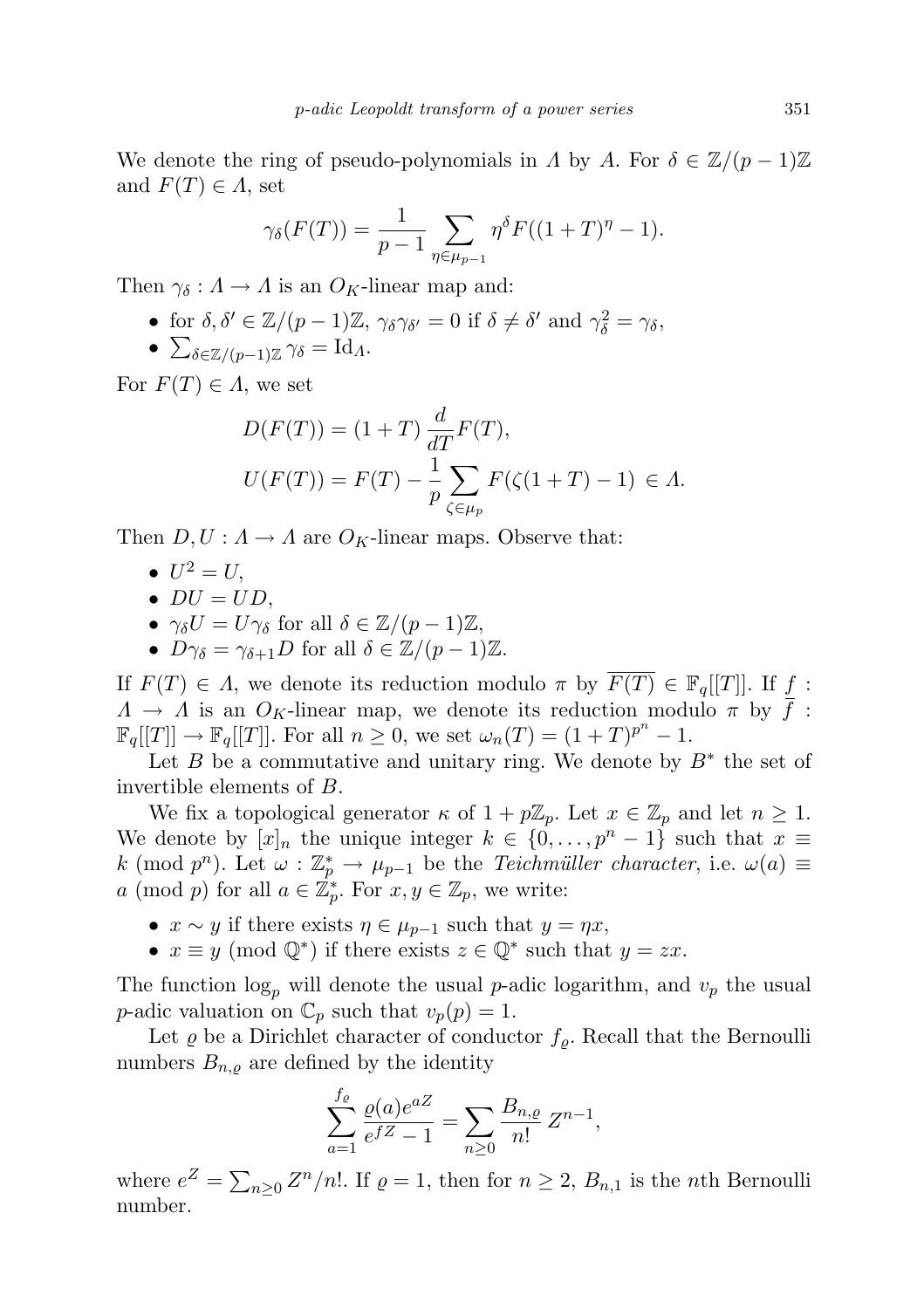We denote the ring of pseudo-polynomials in $\Lambda$ by $A$. For $\delta \in \mathbb{Z}/(p-1)\mathbb{Z}$ and $F(T) \in \Lambda$, set

$$\gamma_\delta(F(T)) = \frac{1}{p-1} \sum_{\eta \in \mu_{p-1}} \eta^\delta F((1+T)^\eta - 1).$$

Then $\gamma_\delta : \Lambda \to \Lambda$ is an $O_K$-linear map and:

- for $\delta, \delta' \in \mathbb{Z}/(p-1)\mathbb{Z}$, $\gamma_\delta \gamma_{\delta'} = 0$ if $\delta \neq \delta'$ and $\gamma_\delta^2 = \gamma_\delta$,
- $\sum_{\delta \in \mathbb{Z}/(p-1)\mathbb{Z}} \gamma_\delta = \mathrm{Id}_\Lambda$.

For $F(T) \in \Lambda$, we set

$$D(F(T)) = (1+T)\,\frac{d}{dT} F(T),$$
$$U(F(T)) = F(T) - \frac{1}{p} \sum_{\zeta \in \mu_p} F(\zeta(1+T) - 1) \in \Lambda.$$

Then $D, U : \Lambda \to \Lambda$ are $O_K$-linear maps. Observe that:

- $U^2 = U$,
- $DU = UD$,
- $\gamma_\delta U = U \gamma_\delta$ for all $\delta \in \mathbb{Z}/(p-1)\mathbb{Z}$,
- $D\gamma_\delta = \gamma_{\delta+1} D$ for all $\delta \in \mathbb{Z}/(p-1)\mathbb{Z}$.

If $F(T) \in \Lambda$, we denote its reduction modulo $\pi$ by $\overline{F(T)} \in \mathbb{F}_q[[T]]$. If $f : \Lambda \to \Lambda$ is an $O_K$-linear map, we denote its reduction modulo $\pi$ by $\overline{f} : \mathbb{F}_q[[T]] \to \mathbb{F}_q[[T]]$. For all $n \geq 0$, we set $\omega_n(T) = (1+T)^{p^n} - 1$.

Let $B$ be a commutative and unitary ring. We denote by $B^*$ the set of invertible elements of $B$.

We fix a topological generator $\kappa$ of $1 + p\mathbb{Z}_p$. Let $x \in \mathbb{Z}_p$ and let $n \geq 1$. We denote by $[x]_n$ the unique integer $k \in \{0, \dots, p^n - 1\}$ such that $x \equiv k \pmod{p^n}$. Let $\omega : \mathbb{Z}_p^* \to \mu_{p-1}$ be the *Teichmüller character*, i.e. $\omega(a) \equiv a \pmod{p}$ for all $a \in \mathbb{Z}_p^*$. For $x, y \in \mathbb{Z}_p$, we write:

- $x \sim y$ if there exists $\eta \in \mu_{p-1}$ such that $y = \eta x$,
- $x \equiv y \pmod{\mathbb{Q}^*}$ if there exists $z \in \mathbb{Q}^*$ such that $y = zx$.

The function $\log_p$ will denote the usual $p$-adic logarithm, and $v_p$ the usual $p$-adic valuation on $\mathbb{C}_p$ such that $v_p(p) = 1$.

Let $\varrho$ be a Dirichlet character of conductor $f_\varrho$. Recall that the Bernoulli numbers $B_{n,\varrho}$ are defined by the identity

$$\sum_{a=1}^{f_\varrho} \frac{\varrho(a) e^{aZ}}{e^{fZ} - 1} = \sum_{n \geq 0} \frac{B_{n,\varrho}}{n!}\, Z^{n-1},$$

where $e^Z = \sum_{n \geq 0} Z^n/n!$. If $\varrho = 1$, then for $n \geq 2$, $B_{n,1}$ is the $n$th Bernoulli number.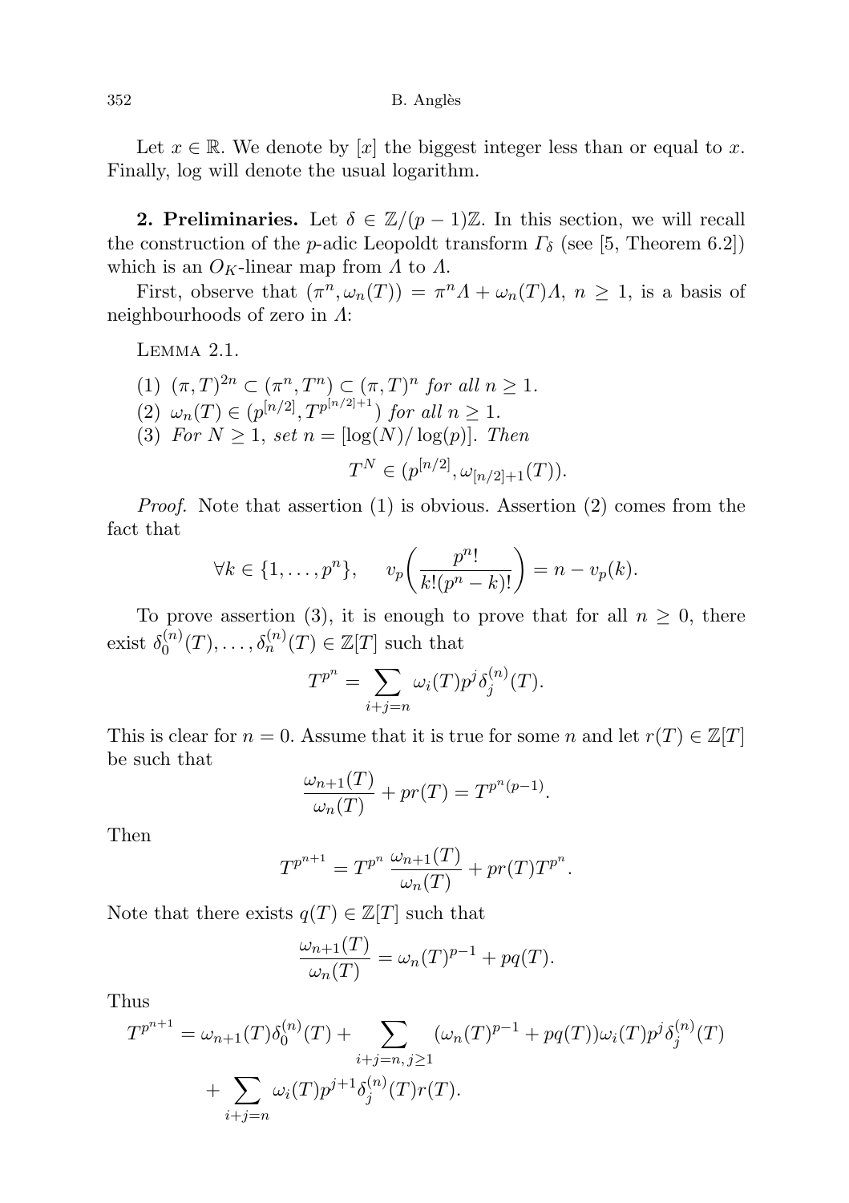Let $x \in \mathbb{R}$. We denote by $[x]$ the biggest integer less than or equal to $x$. Finally, log will denote the usual logarithm.

**2. Preliminaries.** Let $\delta \in \mathbb{Z}/(p-1)\mathbb{Z}$. In this section, we will recall the construction of the $p$-adic Leopoldt transform $\Gamma_\delta$ (see [5, Theorem 6.2]) which is an $O_K$-linear map from $\Lambda$ to $\Lambda$.

First, observe that $(\pi^n, \omega_n(T)) = \pi^n \Lambda + \omega_n(T)\Lambda$, $n \geq 1$, is a basis of neighbourhoods of zero in $\Lambda$:

Lemma 2.1.

(1) $(\pi, T)^{2n} \subset (\pi^n, T^n) \subset (\pi, T)^n$ *for all* $n \geq 1$.
(2) $\omega_n(T) \in (p^{[n/2]}, T^{p^{[n/2]+1}})$ *for all* $n \geq 1$.
(3) *For* $N \geq 1$, *set* $n = [\log(N)/\log(p)]$. *Then*

$$T^N \in (p^{[n/2]}, \omega_{[n/2]+1}(T)).$$

*Proof.* Note that assertion (1) is obvious. Assertion (2) comes from the fact that

$$\forall k \in \{1, \ldots, p^n\}, \quad v_p\left(\frac{p^n!}{k!(p^n-k)!}\right) = n - v_p(k).$$

To prove assertion (3), it is enough to prove that for all $n \geq 0$, there exist $\delta_0^{(n)}(T), \ldots, \delta_n^{(n)}(T) \in \mathbb{Z}[T]$ such that

$$T^{p^n} = \sum_{i+j=n} \omega_i(T) p^j \delta_j^{(n)}(T).$$

This is clear for $n = 0$. Assume that it is true for some $n$ and let $r(T) \in \mathbb{Z}[T]$ be such that

$$\frac{\omega_{n+1}(T)}{\omega_n(T)} + pr(T) = T^{p^n(p-1)}.$$

Then

$$T^{p^{n+1}} = T^{p^n} \frac{\omega_{n+1}(T)}{\omega_n(T)} + pr(T)T^{p^n}.$$

Note that there exists $q(T) \in \mathbb{Z}[T]$ such that

$$\frac{\omega_{n+1}(T)}{\omega_n(T)} = \omega_n(T)^{p-1} + pq(T).$$

Thus

$$T^{p^{n+1}} = \omega_{n+1}(T)\delta_0^{(n)}(T) + \sum_{i+j=n,\, j\geq 1} (\omega_n(T)^{p-1} + pq(T))\omega_i(T) p^j \delta_j^{(n)}(T) + \sum_{i+j=n} \omega_i(T) p^{j+1} \delta_j^{(n)}(T) r(T).$$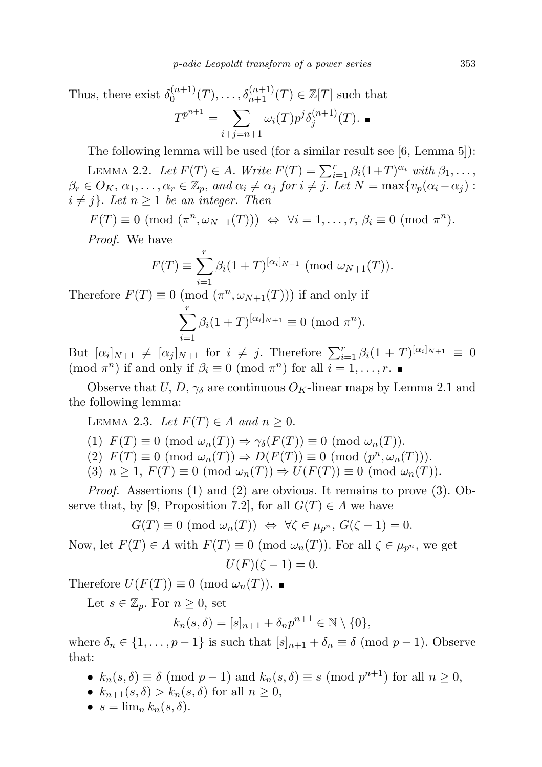Thus, there exist $\delta_0^{(n+1)}(T), \ldots, \delta_{n+1}^{(n+1)}(T) \in \mathbb{Z}[T]$ such that

$$T^{p^{n+1}} = \sum_{i+j=n+1} \omega_i(T) p^j \delta_j^{(n+1)}(T). \ \blacksquare$$

The following lemma will be used (for a similar result see [6, Lemma 5]):

Lemma 2.2. *Let $F(T) \in A$. Write $F(T) = \sum_{i=1}^r \beta_i (1+T)^{\alpha_i}$ with $\beta_1, \ldots, \beta_r \in O_K$, $\alpha_1, \ldots, \alpha_r \in \mathbb{Z}_p$, and $\alpha_i \neq \alpha_j$ for $i \neq j$. Let $N = \max\{v_p(\alpha_i - \alpha_j) : i \neq j\}$. Let $n \geq 1$ be an integer. Then*

$$F(T) \equiv 0 \pmod{(\pi^n, \omega_{N+1}(T))} \ \Leftrightarrow\ \forall i = 1, \ldots, r,\ \beta_i \equiv 0 \pmod{\pi^n}.$$

*Proof.* We have

$$F(T) \equiv \sum_{i=1}^r \beta_i (1+T)^{[\alpha_i]_{N+1}} \pmod{\omega_{N+1}(T)}.$$

Therefore $F(T) \equiv 0 \pmod{(\pi^n, \omega_{N+1}(T))}$ if and only if

$$\sum_{i=1}^r \beta_i (1+T)^{[\alpha_i]_{N+1}} \equiv 0 \pmod{\pi^n}.$$

But $[\alpha_i]_{N+1} \neq [\alpha_j]_{N+1}$ for $i \neq j$. Therefore $\sum_{i=1}^r \beta_i (1+T)^{[\alpha_i]_{N+1}} \equiv 0 \pmod{\pi^n}$ if and only if $\beta_i \equiv 0 \pmod{\pi^n}$ for all $i = 1, \ldots, r$. $\blacksquare$

Observe that $U$, $D$, $\gamma_\delta$ are continuous $O_K$-linear maps by Lemma 2.1 and the following lemma:

Lemma 2.3. *Let $F(T) \in \Lambda$ and $n \geq 0$.*

(1) $F(T) \equiv 0 \pmod{\omega_n(T)} \Rightarrow \gamma_\delta(F(T)) \equiv 0 \pmod{\omega_n(T)}$.
(2) $F(T) \equiv 0 \pmod{\omega_n(T)} \Rightarrow D(F(T)) \equiv 0 \pmod{(p^n, \omega_n(T))}$.
(3) $n \geq 1$, $F(T) \equiv 0 \pmod{\omega_n(T)} \Rightarrow U(F(T)) \equiv 0 \pmod{\omega_n(T)}$.

*Proof.* Assertions (1) and (2) are obvious. It remains to prove (3). Observe that, by [9, Proposition 7.2], for all $G(T) \in \Lambda$ we have

$$G(T) \equiv 0 \pmod{\omega_n(T)} \ \Leftrightarrow\ \forall \zeta \in \mu_{p^n},\ G(\zeta - 1) = 0.$$

Now, let $F(T) \in \Lambda$ with $F(T) \equiv 0 \pmod{\omega_n(T)}$. For all $\zeta \in \mu_{p^n}$, we get

$$U(F)(\zeta - 1) = 0.$$

Therefore $U(F(T)) \equiv 0 \pmod{\omega_n(T)}$. $\blacksquare$

Let $s \in \mathbb{Z}_p$. For $n \geq 0$, set

$$k_n(s, \delta) = [s]_{n+1} + \delta_n p^{n+1} \in \mathbb{N} \setminus \{0\},$$

where $\delta_n \in \{1, \ldots, p-1\}$ is such that $[s]_{n+1} + \delta_n \equiv \delta \pmod{p-1}$. Observe that:

- $k_n(s, \delta) \equiv \delta \pmod{p-1}$ and $k_n(s, \delta) \equiv s \pmod{p^{n+1}}$ for all $n \geq 0$,
- $k_{n+1}(s, \delta) > k_n(s, \delta)$ for all $n \geq 0$,
- $s = \lim_n k_n(s, \delta)$.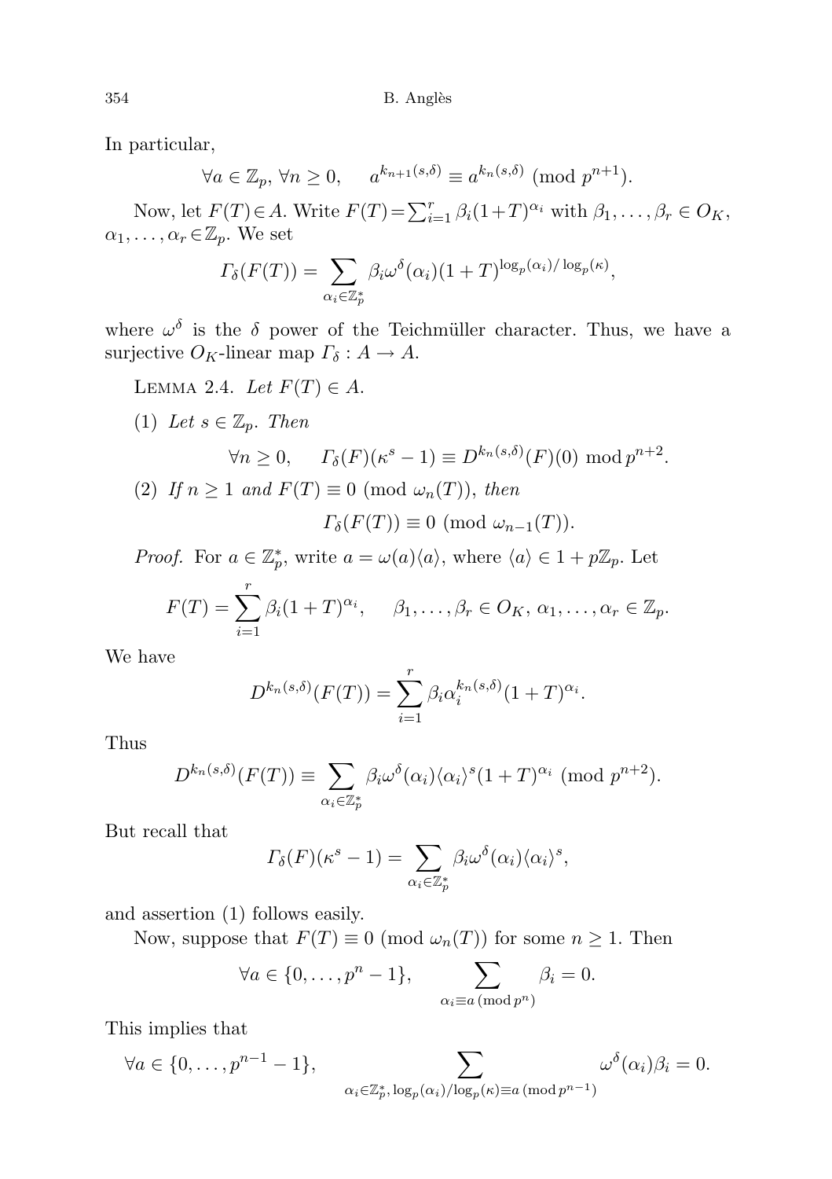In particular,

$$\forall a \in \mathbb{Z}_p,\ \forall n \geq 0, \quad a^{k_{n+1}(s,\delta)} \equiv a^{k_n(s,\delta)} \pmod{p^{n+1}}.$$

Now, let $F(T) \in A$. Write $F(T) = \sum_{i=1}^{r} \beta_i (1+T)^{\alpha_i}$ with $\beta_1, \ldots, \beta_r \in O_K$, $\alpha_1, \ldots, \alpha_r \in \mathbb{Z}_p$. We set

$$\Gamma_\delta(F(T)) = \sum_{\alpha_i \in \mathbb{Z}_p^*} \beta_i \omega^\delta(\alpha_i)(1+T)^{\log_p(\alpha_i)/\log_p(\kappa)},$$

where $\omega^\delta$ is the $\delta$ power of the Teichmüller character. Thus, we have a surjective $O_K$-linear map $\Gamma_\delta : A \to A$.

Lemma 2.4. *Let $F(T) \in A$.*

(1) *Let $s \in \mathbb{Z}_p$. Then*

$$\forall n \geq 0, \quad \Gamma_\delta(F)(\kappa^s - 1) \equiv D^{k_n(s,\delta)}(F)(0) \bmod p^{n+2}.$$

(2) *If $n \geq 1$ and $F(T) \equiv 0 \pmod{\omega_n(T)}$, then*

$$\Gamma_\delta(F(T)) \equiv 0 \pmod{\omega_{n-1}(T)}.$$

*Proof.* For $a \in \mathbb{Z}_p^*$, write $a = \omega(a)\langle a \rangle$, where $\langle a \rangle \in 1 + p\mathbb{Z}_p$. Let

$$F(T) = \sum_{i=1}^{r} \beta_i (1+T)^{\alpha_i}, \quad \beta_1, \ldots, \beta_r \in O_K,\ \alpha_1, \ldots, \alpha_r \in \mathbb{Z}_p.$$

We have

$$D^{k_n(s,\delta)}(F(T)) = \sum_{i=1}^{r} \beta_i \alpha_i^{k_n(s,\delta)} (1+T)^{\alpha_i}.$$

Thus

$$D^{k_n(s,\delta)}(F(T)) \equiv \sum_{\alpha_i \in \mathbb{Z}_p^*} \beta_i \omega^\delta(\alpha_i) \langle \alpha_i \rangle^s (1+T)^{\alpha_i} \pmod{p^{n+2}}.$$

But recall that

$$\Gamma_\delta(F)(\kappa^s - 1) = \sum_{\alpha_i \in \mathbb{Z}_p^*} \beta_i \omega^\delta(\alpha_i) \langle \alpha_i \rangle^s,$$

and assertion (1) follows easily.

Now, suppose that $F(T) \equiv 0 \pmod{\omega_n(T)}$ for some $n \geq 1$. Then

$$\forall a \in \{0, \ldots, p^n - 1\}, \quad \sum_{\alpha_i \equiv a \,(\mathrm{mod}\, p^n)} \beta_i = 0.$$

This implies that

$$\forall a \in \{0, \ldots, p^{n-1} - 1\}, \quad \sum_{\alpha_i \in \mathbb{Z}_p^*,\, \log_p(\alpha_i)/\log_p(\kappa) \equiv a \,(\mathrm{mod}\, p^{n-1})} \omega^\delta(\alpha_i) \beta_i = 0.$$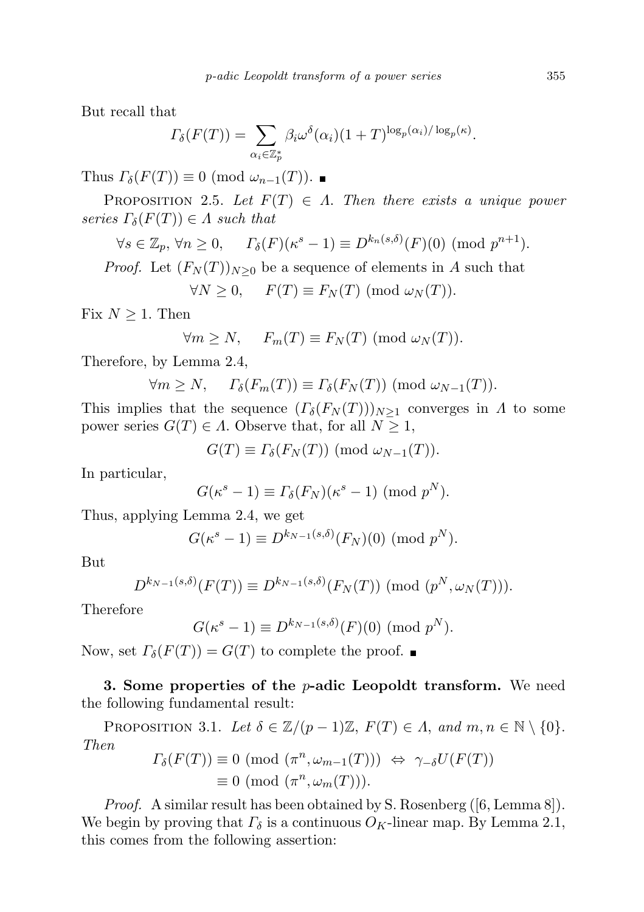But recall that

$$\Gamma_\delta(F(T)) = \sum_{\alpha_i \in \mathbb{Z}_p^*} \beta_i \omega^\delta(\alpha_i)(1+T)^{\log_p(\alpha_i)/\log_p(\kappa)}.$$

Thus $\Gamma_\delta(F(T)) \equiv 0 \pmod{\omega_{n-1}(T)}$. ■

Proposition 2.5. *Let $F(T) \in \Lambda$. Then there exists a unique power series $\Gamma_\delta(F(T)) \in \Lambda$ such that*

$$\forall s \in \mathbb{Z}_p,\ \forall n \geq 0, \quad \Gamma_\delta(F)(\kappa^s - 1) \equiv D^{k_n(s,\delta)}(F)(0) \pmod{p^{n+1}}.$$

*Proof.* Let $(F_N(T))_{N \geq 0}$ be a sequence of elements in $A$ such that

$$\forall N \geq 0, \quad F(T) \equiv F_N(T) \pmod{\omega_N(T)}.$$

Fix $N \geq 1$. Then

$$\forall m \geq N, \quad F_m(T) \equiv F_N(T) \pmod{\omega_N(T)}.$$

Therefore, by Lemma 2.4,

$$\forall m \geq N, \quad \Gamma_\delta(F_m(T)) \equiv \Gamma_\delta(F_N(T)) \pmod{\omega_{N-1}(T)}.$$

This implies that the sequence $(\Gamma_\delta(F_N(T)))_{N \geq 1}$ converges in $\Lambda$ to some power series $G(T) \in \Lambda$. Observe that, for all $N \geq 1$,

$$G(T) \equiv \Gamma_\delta(F_N(T)) \pmod{\omega_{N-1}(T)}.$$

In particular,

$$G(\kappa^s - 1) \equiv \Gamma_\delta(F_N)(\kappa^s - 1) \pmod{p^N}.$$

Thus, applying Lemma 2.4, we get

$$G(\kappa^s - 1) \equiv D^{k_{N-1}(s,\delta)}(F_N)(0) \pmod{p^N}.$$

But

$$D^{k_{N-1}(s,\delta)}(F(T)) \equiv D^{k_{N-1}(s,\delta)}(F_N(T)) \pmod{(p^N, \omega_N(T))}.$$

Therefore

$$G(\kappa^s - 1) \equiv D^{k_{N-1}(s,\delta)}(F)(0) \pmod{p^N}.$$

Now, set $\Gamma_\delta(F(T)) = G(T)$ to complete the proof. ■

**3. Some properties of the $p$-adic Leopoldt transform.** We need the following fundamental result:

Proposition 3.1. *Let $\delta \in \mathbb{Z}/(p-1)\mathbb{Z}$, $F(T) \in \Lambda$, and $m, n \in \mathbb{N} \setminus \{0\}$. Then*

$$\Gamma_\delta(F(T)) \equiv 0 \pmod{(\pi^n, \omega_{m-1}(T))} \iff \gamma_{-\delta} U(F(T)) \equiv 0 \pmod{(\pi^n, \omega_m(T))}.$$

*Proof.* A similar result has been obtained by S. Rosenberg ([6, Lemma 8]). We begin by proving that $\Gamma_\delta$ is a continuous $O_K$-linear map. By Lemma 2.1, this comes from the following assertion: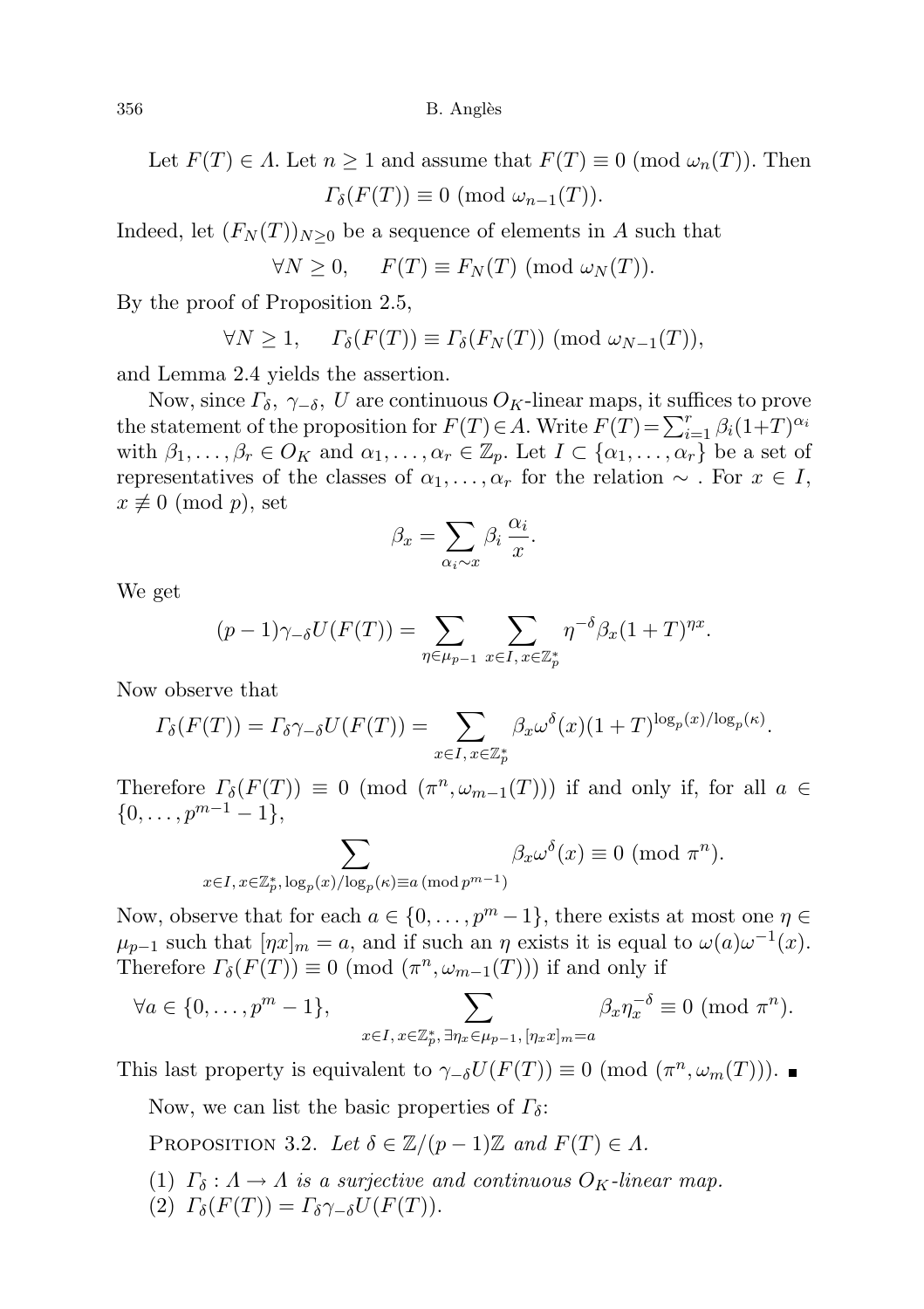Let $F(T) \in \Lambda$. Let $n \geq 1$ and assume that $F(T) \equiv 0 \pmod{\omega_n(T)}$. Then

$$\Gamma_\delta(F(T)) \equiv 0 \pmod{\omega_{n-1}(T)}.$$

Indeed, let $(F_N(T))_{N\geq 0}$ be a sequence of elements in $A$ such that

$$\forall N \geq 0, \quad F(T) \equiv F_N(T) \pmod{\omega_N(T)}.$$

By the proof of Proposition 2.5,

$$\forall N \geq 1, \quad \Gamma_\delta(F(T)) \equiv \Gamma_\delta(F_N(T)) \pmod{\omega_{N-1}(T)},$$

and Lemma 2.4 yields the assertion.

Now, since $\Gamma_\delta$, $\gamma_{-\delta}$, $U$ are continuous $O_K$-linear maps, it suffices to prove the statement of the proposition for $F(T) \in A$. Write $F(T) = \sum_{i=1}^{r} \beta_i (1+T)^{\alpha_i}$ with $\beta_1, \dots, \beta_r \in O_K$ and $\alpha_1, \dots, \alpha_r \in \mathbb{Z}_p$. Let $I \subset \{\alpha_1, \dots, \alpha_r\}$ be a set of representatives of the classes of $\alpha_1, \dots, \alpha_r$ for the relation $\sim$ . For $x \in I$, $x \not\equiv 0 \pmod{p}$, set

$$\beta_x = \sum_{\alpha_i \sim x} \beta_i \, \frac{\alpha_i}{x}.$$

We get

$$(p-1)\gamma_{-\delta} U(F(T)) = \sum_{\eta \in \mu_{p-1}} \sum_{x \in I,\, x \in \mathbb{Z}_p^*} \eta^{-\delta} \beta_x (1+T)^{\eta x}.$$

Now observe that

$$\Gamma_\delta(F(T)) = \Gamma_\delta \gamma_{-\delta} U(F(T)) = \sum_{x \in I,\, x \in \mathbb{Z}_p^*} \beta_x \omega^\delta(x) (1+T)^{\log_p(x)/\log_p(\kappa)}.$$

Therefore $\Gamma_\delta(F(T)) \equiv 0 \pmod{(\pi^n, \omega_{m-1}(T))}$ if and only if, for all $a \in \{0, \dots, p^{m-1}-1\}$,

$$\sum_{x \in I,\, x \in \mathbb{Z}_p^*,\, \log_p(x)/\log_p(\kappa) \equiv a \pmod{p^{m-1}}} \beta_x \omega^\delta(x) \equiv 0 \pmod{\pi^n}.$$

Now, observe that for each $a \in \{0, \dots, p^m - 1\}$, there exists at most one $\eta \in \mu_{p-1}$ such that $[\eta x]_m = a$, and if such an $\eta$ exists it is equal to $\omega(a)\omega^{-1}(x)$. Therefore $\Gamma_\delta(F(T)) \equiv 0 \pmod{(\pi^n, \omega_{m-1}(T))}$ if and only if

$$\forall a \in \{0, \dots, p^m - 1\}, \qquad \sum_{x \in I,\, x \in \mathbb{Z}_p^*,\, \exists \eta_x \in \mu_{p-1},\, [\eta_x x]_m = a} \beta_x \eta_x^{-\delta} \equiv 0 \pmod{\pi^n}.$$

This last property is equivalent to $\gamma_{-\delta} U(F(T)) \equiv 0 \pmod{(\pi^n, \omega_m(T))}$. ∎

Now, we can list the basic properties of $\Gamma_\delta$:

Proposition 3.2. *Let $\delta \in \mathbb{Z}/(p-1)\mathbb{Z}$ and $F(T) \in \Lambda$.*

(1) *$\Gamma_\delta : \Lambda \to \Lambda$ is a surjective and continuous $O_K$-linear map.*
(2) *$\Gamma_\delta(F(T)) = \Gamma_\delta \gamma_{-\delta} U(F(T))$.*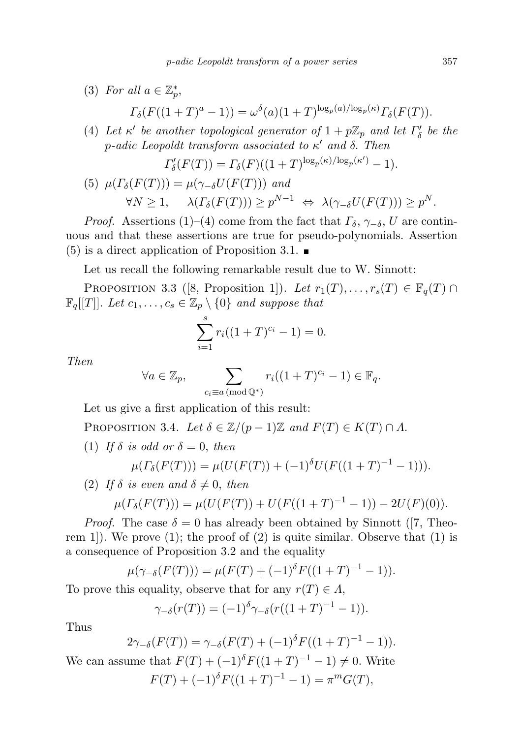(3) *For all* $a \in \mathbb{Z}_p^*$,

$$\Gamma_\delta(F((1+T)^a - 1)) = \omega^\delta(a)(1+T)^{\log_p(a)/\log_p(\kappa)}\Gamma_\delta(F(T)).$$

(4) *Let* $\kappa'$ *be another topological generator of* $1 + p\mathbb{Z}_p$ *and let* $\Gamma'_\delta$ *be the* $p$*-adic Leopoldt transform associated to* $\kappa'$ *and* $\delta$. *Then*

$$\Gamma'_\delta(F(T)) = \Gamma_\delta(F)((1+T)^{\log_p(\kappa)/\log_p(\kappa')} - 1).$$

(5) $\mu(\Gamma_\delta(F(T))) = \mu(\gamma_{-\delta}U(F(T)))$ *and*

$$\forall N \geq 1, \quad \lambda(\Gamma_\delta(F(T))) \geq p^{N-1} \Leftrightarrow \lambda(\gamma_{-\delta}U(F(T))) \geq p^N.$$

*Proof.* Assertions (1)–(4) come from the fact that $\Gamma_\delta$, $\gamma_{-\delta}$, $U$ are continuous and that these assertions are true for pseudo-polynomials. Assertion (5) is a direct application of Proposition 3.1. ∎

Let us recall the following remarkable result due to W. Sinnott:

PROPOSITION 3.3 ([8, Proposition 1]). *Let* $r_1(T), \ldots, r_s(T) \in \mathbb{F}_q(T) \cap \mathbb{F}_q[[T]]$. *Let* $c_1, \ldots, c_s \in \mathbb{Z}_p \setminus \{0\}$ *and suppose that*

$$\sum_{i=1}^{s} r_i((1+T)^{c_i} - 1) = 0.$$

*Then*

$$\forall a \in \mathbb{Z}_p, \quad \sum_{c_i \equiv a \,(\mathrm{mod}\, \mathbb{Q}^*)} r_i((1+T)^{c_i} - 1) \in \mathbb{F}_q.$$

Let us give a first application of this result:

PROPOSITION 3.4. *Let* $\delta \in \mathbb{Z}/(p-1)\mathbb{Z}$ *and* $F(T) \in K(T) \cap \Lambda$.

(1) *If* $\delta$ *is odd or* $\delta = 0$, *then*

$$\mu(\Gamma_\delta(F(T))) = \mu(U(F(T)) + (-1)^\delta U(F((1+T)^{-1} - 1))).$$

(2) *If* $\delta$ *is even and* $\delta \neq 0$, *then*

$$\mu(\Gamma_\delta(F(T))) = \mu(U(F(T)) + U(F((1+T)^{-1} - 1)) - 2U(F)(0)).$$

*Proof.* The case $\delta = 0$ has already been obtained by Sinnott ([7, Theorem 1]). We prove (1); the proof of (2) is quite similar. Observe that (1) is a consequence of Proposition 3.2 and the equality

$$\mu(\gamma_{-\delta}(F(T))) = \mu(F(T) + (-1)^\delta F((1+T)^{-1} - 1)).$$

To prove this equality, observe that for any $r(T) \in \Lambda$,

$$\gamma_{-\delta}(r(T)) = (-1)^\delta \gamma_{-\delta}(r((1+T)^{-1} - 1)).$$

Thus

$$2\gamma_{-\delta}(F(T)) = \gamma_{-\delta}(F(T) + (-1)^\delta F((1+T)^{-1} - 1)).$$

We can assume that $F(T) + (-1)^\delta F((1+T)^{-1} - 1) \neq 0$. Write

$$F(T) + (-1)^\delta F((1+T)^{-1} - 1) = \pi^m G(T),$$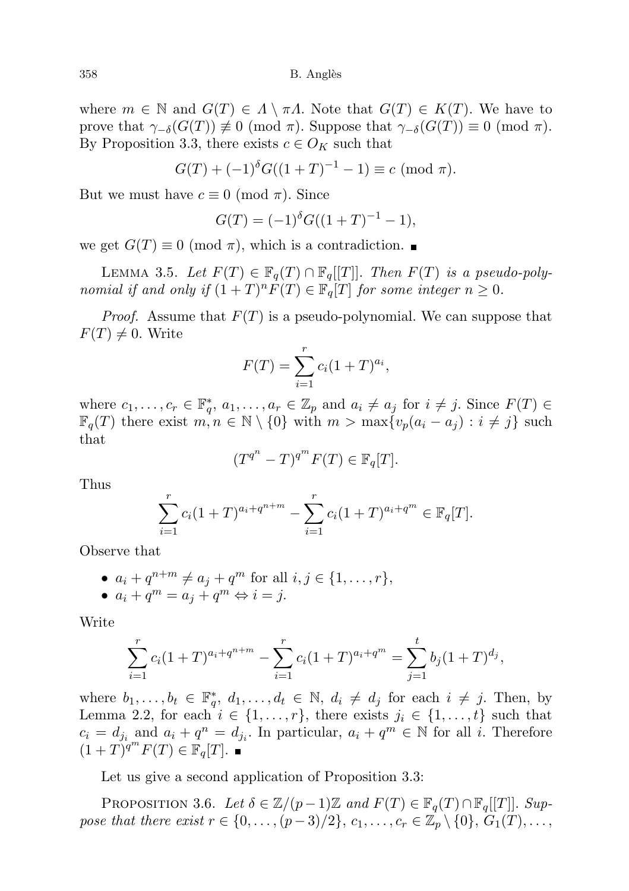where $m \in \mathbb{N}$ and $G(T) \in \Lambda \setminus \pi\Lambda$. Note that $G(T) \in K(T)$. We have to prove that $\gamma_{-\delta}(G(T)) \not\equiv 0 \pmod{\pi}$. Suppose that $\gamma_{-\delta}(G(T)) \equiv 0 \pmod{\pi}$. By Proposition 3.3, there exists $c \in O_K$ such that

$$G(T) + (-1)^{\delta} G((1+T)^{-1} - 1) \equiv c \pmod{\pi}.$$

But we must have $c \equiv 0 \pmod{\pi}$. Since

$$G(T) = (-1)^{\delta} G((1+T)^{-1} - 1),$$

we get $G(T) \equiv 0 \pmod{\pi}$, which is a contradiction. ∎

LEMMA 3.5. *Let $F(T) \in \mathbb{F}_q(T) \cap \mathbb{F}_q[[T]]$. Then $F(T)$ is a pseudo-polynomial if and only if $(1+T)^n F(T) \in \mathbb{F}_q[T]$ for some integer $n \geq 0$.*

*Proof.* Assume that $F(T)$ is a pseudo-polynomial. We can suppose that $F(T) \neq 0$. Write

$$F(T) = \sum_{i=1}^{r} c_i (1+T)^{a_i},$$

where $c_1, \ldots, c_r \in \mathbb{F}_q^*$, $a_1, \ldots, a_r \in \mathbb{Z}_p$ and $a_i \neq a_j$ for $i \neq j$. Since $F(T) \in \mathbb{F}_q(T)$ there exist $m, n \in \mathbb{N} \setminus \{0\}$ with $m > \max\{v_p(a_i - a_j) : i \neq j\}$ such that

$$(T^{q^n} - T)^{q^m} F(T) \in \mathbb{F}_q[T].$$

Thus

$$\sum_{i=1}^{r} c_i (1+T)^{a_i + q^{n+m}} - \sum_{i=1}^{r} c_i (1+T)^{a_i + q^m} \in \mathbb{F}_q[T].$$

Observe that

- $a_i + q^{n+m} \neq a_j + q^m$ for all $i, j \in \{1, \ldots, r\}$,
- $a_i + q^m = a_j + q^m \Leftrightarrow i = j$.

Write

$$\sum_{i=1}^{r} c_i (1+T)^{a_i + q^{n+m}} - \sum_{i=1}^{r} c_i (1+T)^{a_i + q^m} = \sum_{j=1}^{t} b_j (1+T)^{d_j},$$

where $b_1, \ldots, b_t \in \mathbb{F}_q^*$, $d_1, \ldots, d_t \in \mathbb{N}$, $d_i \neq d_j$ for each $i \neq j$. Then, by Lemma 2.2, for each $i \in \{1, \ldots, r\}$, there exists $j_i \in \{1, \ldots, t\}$ such that $c_i = d_{j_i}$ and $a_i + q^n = d_{j_i}$. In particular, $a_i + q^m \in \mathbb{N}$ for all $i$. Therefore $(1+T)^{q^m} F(T) \in \mathbb{F}_q[T]$. ∎

Let us give a second application of Proposition 3.3:

PROPOSITION 3.6. *Let $\delta \in \mathbb{Z}/(p-1)\mathbb{Z}$ and $F(T) \in \mathbb{F}_q(T) \cap \mathbb{F}_q[[T]]$. Suppose that there exist $r \in \{0, \ldots, (p-3)/2\}$, $c_1, \ldots, c_r \in \mathbb{Z}_p \setminus \{0\}$, $G_1(T), \ldots,$*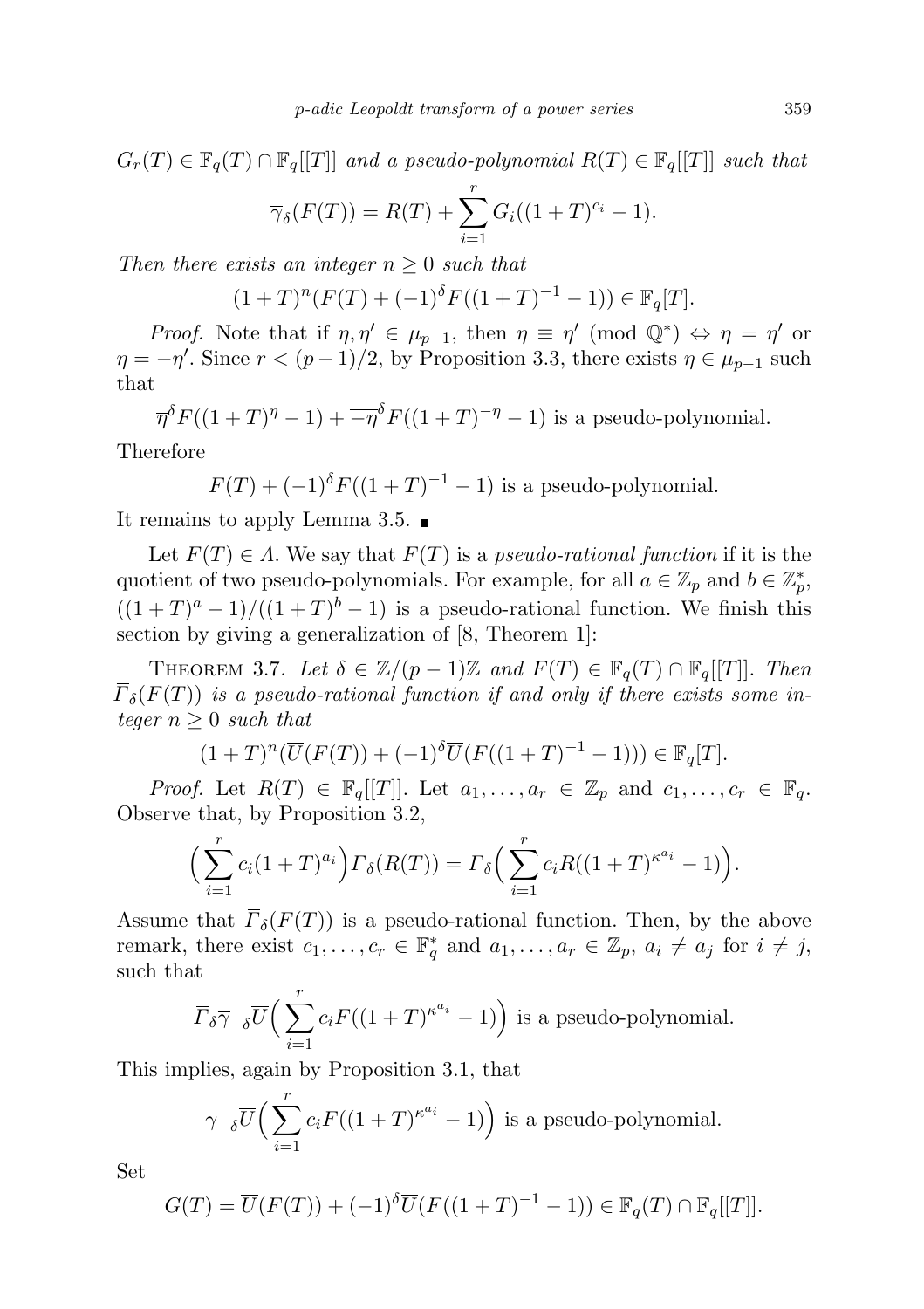$G_r(T) \in \mathbb{F}_q(T) \cap \mathbb{F}_q[[T]]$ *and a pseudo-polynomial* $R(T) \in \mathbb{F}_q[[T]]$ *such that*

$$\overline{\gamma}_\delta(F(T)) = R(T) + \sum_{i=1}^{r} G_i((1+T)^{c_i} - 1).$$

*Then there exists an integer* $n \geq 0$ *such that*

$$(1+T)^n(F(T) + (-1)^\delta F((1+T)^{-1} - 1)) \in \mathbb{F}_q[T].$$

*Proof.* Note that if $\eta, \eta' \in \mu_{p-1}$, then $\eta \equiv \eta' \pmod{\mathbb{Q}^*} \Leftrightarrow \eta = \eta'$ or $\eta = -\eta'$. Since $r < (p-1)/2$, by Proposition 3.3, there exists $\eta \in \mu_{p-1}$ such that

$$\overline{\eta}^\delta F((1+T)^\eta - 1) + \overline{-\eta}^\delta F((1+T)^{-\eta} - 1) \text{ is a pseudo-polynomial.}$$

Therefore

$$F(T) + (-1)^\delta F((1+T)^{-1} - 1) \text{ is a pseudo-polynomial.}$$

It remains to apply Lemma 3.5. ∎

Let $F(T) \in \Lambda$. We say that $F(T)$ is a *pseudo-rational function* if it is the quotient of two pseudo-polynomials. For example, for all $a \in \mathbb{Z}_p$ and $b \in \mathbb{Z}_p^*$, $((1+T)^a - 1)/((1+T)^b - 1)$ is a pseudo-rational function. We finish this section by giving a generalization of [8, Theorem 1]:

Theorem 3.7. *Let* $\delta \in \mathbb{Z}/(p-1)\mathbb{Z}$ *and* $F(T) \in \mathbb{F}_q(T) \cap \mathbb{F}_q[[T]]$. *Then* $\overline{\Gamma}_\delta(F(T))$ *is a pseudo-rational function if and only if there exists some integer* $n \geq 0$ *such that*

$$(1+T)^n(\overline{U}(F(T)) + (-1)^\delta \overline{U}(F((1+T)^{-1} - 1))) \in \mathbb{F}_q[T].$$

*Proof.* Let $R(T) \in \mathbb{F}_q[[T]]$. Let $a_1, \ldots, a_r \in \mathbb{Z}_p$ and $c_1, \ldots, c_r \in \mathbb{F}_q$. Observe that, by Proposition 3.2,

$$\Big(\sum_{i=1}^{r} c_i(1+T)^{a_i}\Big)\overline{\Gamma}_\delta(R(T)) = \overline{\Gamma}_\delta\Big(\sum_{i=1}^{r} c_i R((1+T)^{\kappa^{a_i}} - 1)\Big).$$

Assume that $\overline{\Gamma}_\delta(F(T))$ is a pseudo-rational function. Then, by the above remark, there exist $c_1, \ldots, c_r \in \mathbb{F}_q^*$ and $a_1, \ldots, a_r \in \mathbb{Z}_p$, $a_i \neq a_j$ for $i \neq j$, such that

$$\overline{\Gamma}_\delta \overline{\gamma}_{-\delta} \overline{U}\Big(\sum_{i=1}^{r} c_i F((1+T)^{\kappa^{a_i}} - 1)\Big) \text{ is a pseudo-polynomial.}$$

This implies, again by Proposition 3.1, that

$$\overline{\gamma}_{-\delta} \overline{U}\Big(\sum_{i=1}^{r} c_i F((1+T)^{\kappa^{a_i}} - 1)\Big) \text{ is a pseudo-polynomial.}$$

Set

$$G(T) = \overline{U}(F(T)) + (-1)^\delta \overline{U}(F((1+T)^{-1} - 1)) \in \mathbb{F}_q(T) \cap \mathbb{F}_q[[T]].$$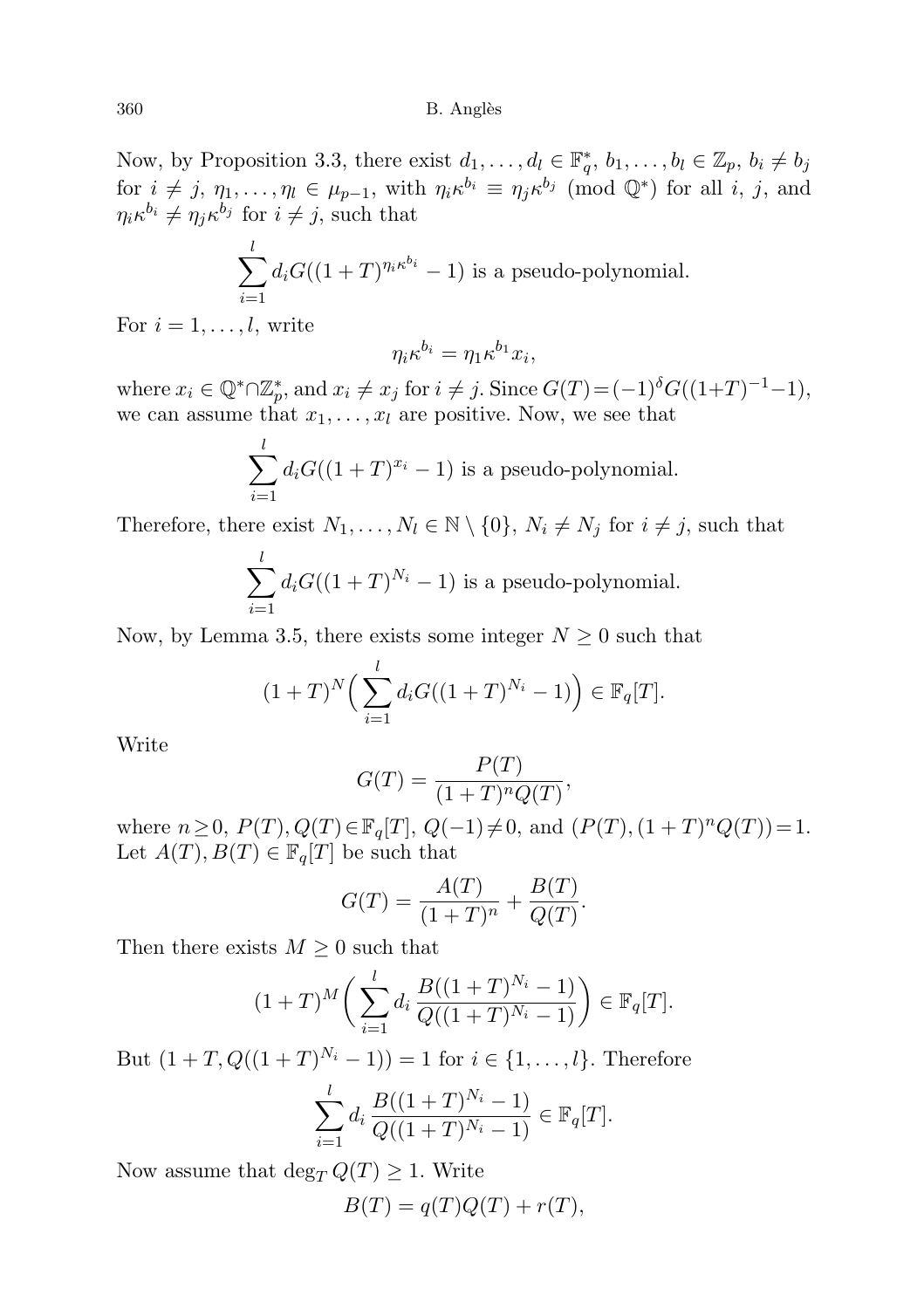Now, by Proposition 3.3, there exist $d_1, \ldots, d_l \in \mathbb{F}_q^*$, $b_1, \ldots, b_l \in \mathbb{Z}_p$, $b_i \neq b_j$ for $i \neq j$, $\eta_1, \ldots, \eta_l \in \mu_{p-1}$, with $\eta_i \kappa^{b_i} \equiv \eta_j \kappa^{b_j} \pmod{\mathbb{Q}^*}$ for all $i$, $j$, and $\eta_i \kappa^{b_i} \neq \eta_j \kappa^{b_j}$ for $i \neq j$, such that

$$\sum_{i=1}^{l} d_i G((1+T)^{\eta_i \kappa^{b_i}} - 1) \text{ is a pseudo-polynomial.}$$

For $i = 1, \ldots, l$, write

$$\eta_i \kappa^{b_i} = \eta_1 \kappa^{b_1} x_i,$$

where $x_i \in \mathbb{Q}^* \cap \mathbb{Z}_p^*$, and $x_i \neq x_j$ for $i \neq j$. Since $G(T) = (-1)^\delta G((1+T)^{-1} - 1)$, we can assume that $x_1, \ldots, x_l$ are positive. Now, we see that

$$\sum_{i=1}^{l} d_i G((1+T)^{x_i} - 1) \text{ is a pseudo-polynomial.}$$

Therefore, there exist $N_1, \ldots, N_l \in \mathbb{N} \setminus \{0\}$, $N_i \neq N_j$ for $i \neq j$, such that

$$\sum_{i=1}^{l} d_i G((1+T)^{N_i} - 1) \text{ is a pseudo-polynomial.}$$

Now, by Lemma 3.5, there exists some integer $N \geq 0$ such that

$$(1+T)^N \Big( \sum_{i=1}^{l} d_i G((1+T)^{N_i} - 1) \Big) \in \mathbb{F}_q[T].$$

Write

$$G(T) = \frac{P(T)}{(1+T)^n Q(T)},$$

where $n \geq 0$, $P(T), Q(T) \in \mathbb{F}_q[T]$, $Q(-1) \neq 0$, and $(P(T), (1+T)^n Q(T)) = 1$. Let $A(T), B(T) \in \mathbb{F}_q[T]$ be such that

$$G(T) = \frac{A(T)}{(1+T)^n} + \frac{B(T)}{Q(T)}.$$

Then there exists $M \geq 0$ such that

$$(1+T)^M \bigg( \sum_{i=1}^{l} d_i \, \frac{B((1+T)^{N_i} - 1)}{Q((1+T)^{N_i} - 1)} \bigg) \in \mathbb{F}_q[T].$$

But $(1+T, Q((1+T)^{N_i} - 1)) = 1$ for $i \in \{1, \ldots, l\}$. Therefore

$$\sum_{i=1}^{l} d_i \, \frac{B((1+T)^{N_i} - 1)}{Q((1+T)^{N_i} - 1)} \in \mathbb{F}_q[T].$$

Now assume that $\deg_T Q(T) \geq 1$. Write

$$B(T) = q(T)Q(T) + r(T),$$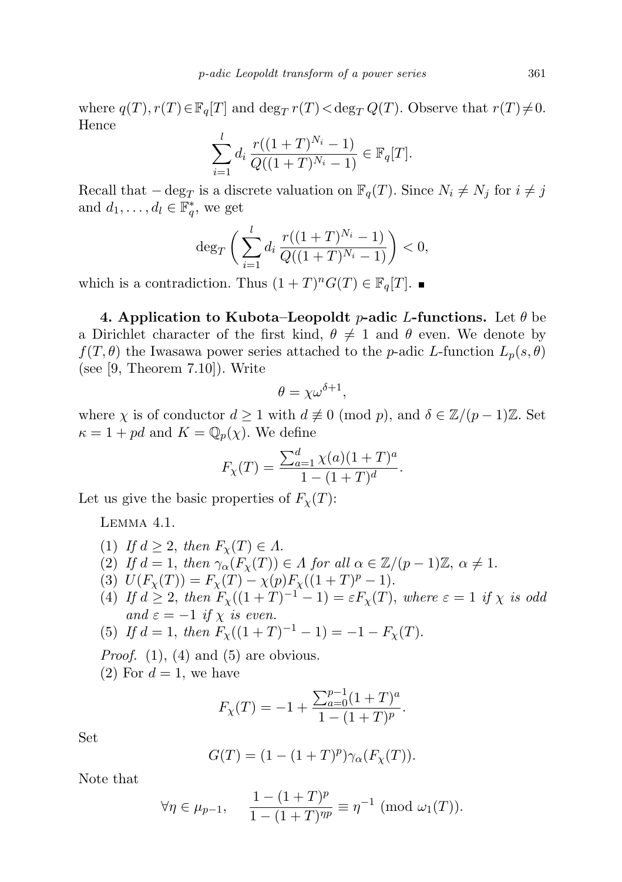where $q(T), r(T) \in \mathbb{F}_q[T]$ and $\deg_T r(T) < \deg_T Q(T)$. Observe that $r(T) \neq 0$. Hence

$$\sum_{i=1}^{l} d_i \frac{r((1+T)^{N_i}-1)}{Q((1+T)^{N_i}-1)} \in \mathbb{F}_q[T].$$

Recall that $-\deg_T$ is a discrete valuation on $\mathbb{F}_q(T)$. Since $N_i \neq N_j$ for $i \neq j$ and $d_1, \ldots, d_l \in \mathbb{F}_q^*$, we get

$$\deg_T \left( \sum_{i=1}^{l} d_i \frac{r((1+T)^{N_i}-1)}{Q((1+T)^{N_i}-1)} \right) < 0,$$

which is a contradiction. Thus $(1+T)^n G(T) \in \mathbb{F}_q[T]$. ∎

**4. Application to Kubota–Leopoldt $p$-adic $L$-functions.** Let $\theta$ be a Dirichlet character of the first kind, $\theta \neq 1$ and $\theta$ even. We denote by $f(T, \theta)$ the Iwasawa power series attached to the $p$-adic $L$-function $L_p(s, \theta)$ (see [9, Theorem 7.10]). Write

$$\theta = \chi \omega^{\delta+1},$$

where $\chi$ is of conductor $d \geq 1$ with $d \not\equiv 0 \pmod{p}$, and $\delta \in \mathbb{Z}/(p-1)\mathbb{Z}$. Set $\kappa = 1 + pd$ and $K = \mathbb{Q}_p(\chi)$. We define

$$F_\chi(T) = \frac{\sum_{a=1}^{d} \chi(a)(1+T)^a}{1-(1+T)^d}.$$

Let us give the basic properties of $F_\chi(T)$:

Lemma 4.1.

1. *If $d \geq 2$, then $F_\chi(T) \in \Lambda$.*
2. *If $d = 1$, then $\gamma_\alpha(F_\chi(T)) \in \Lambda$ for all $\alpha \in \mathbb{Z}/(p-1)\mathbb{Z}$, $\alpha \neq 1$.*
3. *$U(F_\chi(T)) = F_\chi(T) - \chi(p) F_\chi((1+T)^p - 1)$.*
4. *If $d \geq 2$, then $F_\chi((1+T)^{-1} - 1) = \varepsilon F_\chi(T)$, where $\varepsilon = 1$ if $\chi$ is odd and $\varepsilon = -1$ if $\chi$ is even.*
5. *If $d = 1$, then $F_\chi((1+T)^{-1} - 1) = -1 - F_\chi(T)$.*

*Proof.* (1), (4) and (5) are obvious.

(2) For $d = 1$, we have

$$F_\chi(T) = -1 + \frac{\sum_{a=0}^{p-1}(1+T)^a}{1-(1+T)^p}.$$

Set

$$G(T) = (1-(1+T)^p)\gamma_\alpha(F_\chi(T)).$$

Note that

$$\forall \eta \in \mu_{p-1}, \quad \frac{1-(1+T)^p}{1-(1+T)^{\eta p}} \equiv \eta^{-1} \pmod{\omega_1(T)}.$$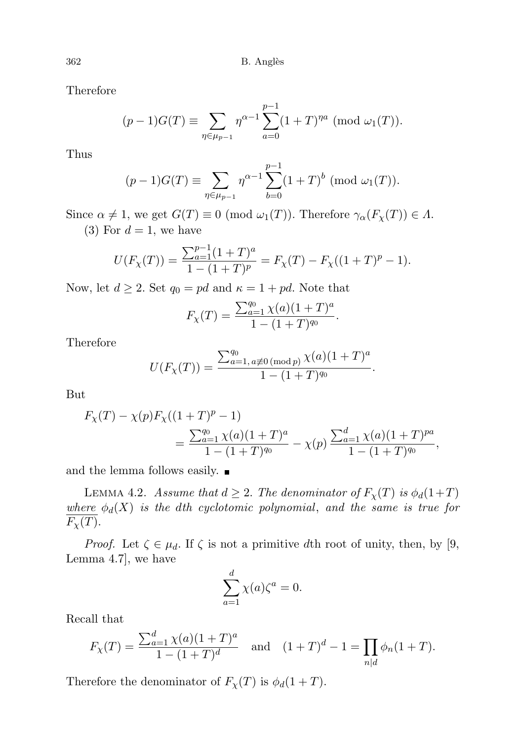Therefore

$$(p-1)G(T) \equiv \sum_{\eta \in \mu_{p-1}} \eta^{\alpha-1} \sum_{a=0}^{p-1} (1+T)^{\eta a} \pmod{\omega_1(T)}.$$

Thus

$$(p-1)G(T) \equiv \sum_{\eta \in \mu_{p-1}} \eta^{\alpha-1} \sum_{b=0}^{p-1} (1+T)^{b} \pmod{\omega_1(T)}.$$

Since $\alpha \neq 1$, we get $G(T) \equiv 0 \pmod{\omega_1(T)}$. Therefore $\gamma_\alpha(F_\chi(T)) \in \Lambda$.

(3) For $d = 1$, we have

$$U(F_\chi(T)) = \frac{\sum_{a=1}^{p-1}(1+T)^a}{1-(1+T)^p} = F_\chi(T) - F_\chi((1+T)^p - 1).$$

Now, let $d \geq 2$. Set $q_0 = pd$ and $\kappa = 1 + pd$. Note that

$$F_\chi(T) = \frac{\sum_{a=1}^{q_0} \chi(a)(1+T)^a}{1-(1+T)^{q_0}}.$$

Therefore

$$U(F_\chi(T)) = \frac{\sum_{a=1,\, a \not\equiv 0 \,(\mathrm{mod}\, p)}^{q_0} \chi(a)(1+T)^a}{1-(1+T)^{q_0}}.$$

But

$$F_\chi(T) - \chi(p)F_\chi((1+T)^p - 1) = \frac{\sum_{a=1}^{q_0} \chi(a)(1+T)^a}{1-(1+T)^{q_0}} - \chi(p)\,\frac{\sum_{a=1}^{d} \chi(a)(1+T)^{pa}}{1-(1+T)^{q_0}},$$

and the lemma follows easily. ∎

Lemma 4.2. *Assume that $d \geq 2$. The denominator of $F_\chi(T)$ is $\phi_d(1+T)$ where $\phi_d(X)$ is the $d$th cyclotomic polynomial, and the same is true for $\overline{F_\chi(T)}$.*

*Proof.* Let $\zeta \in \mu_d$. If $\zeta$ is not a primitive $d$th root of unity, then, by [9, Lemma 4.7], we have

$$\sum_{a=1}^{d} \chi(a)\zeta^a = 0.$$

Recall that

$$F_\chi(T) = \frac{\sum_{a=1}^{d} \chi(a)(1+T)^a}{1-(1+T)^d} \quad \text{and} \quad (1+T)^d - 1 = \prod_{n \mid d} \phi_n(1+T).$$

Therefore the denominator of $F_\chi(T)$ is $\phi_d(1+T)$.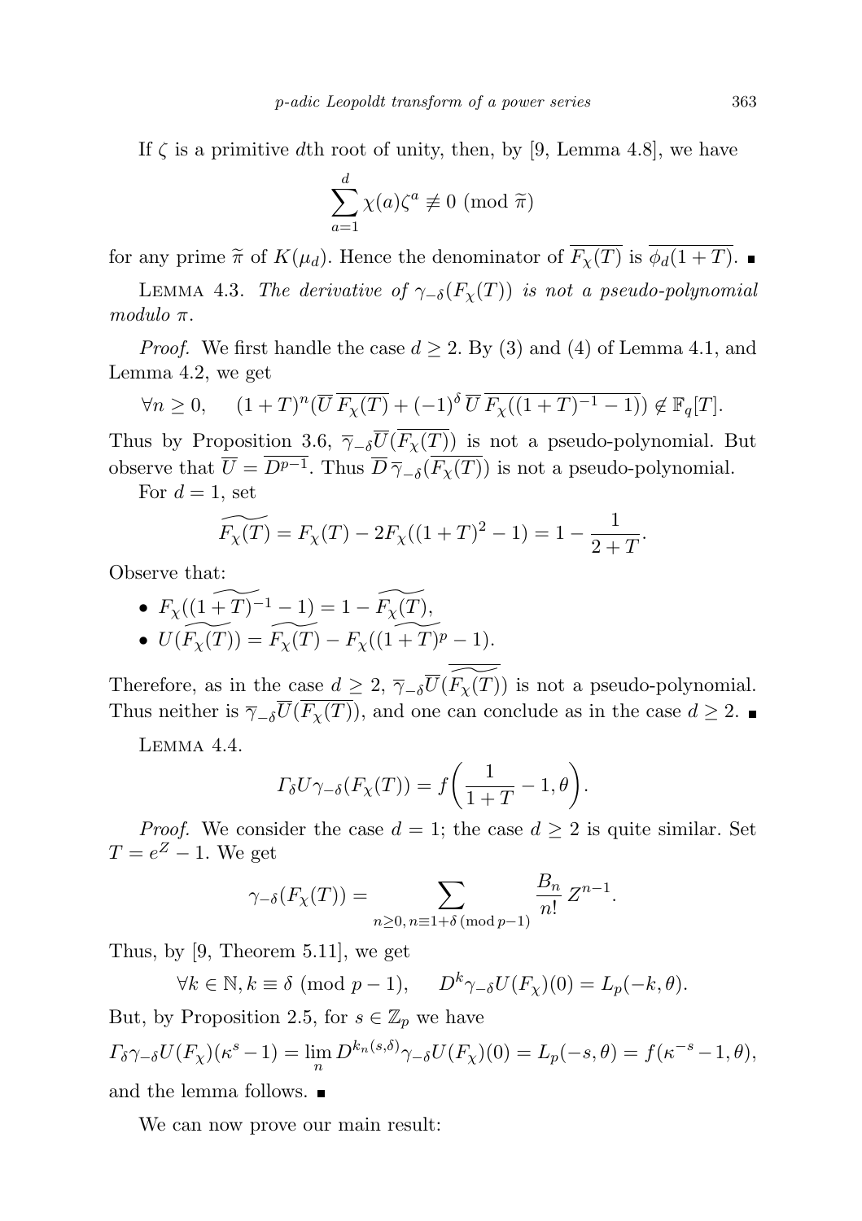If $\zeta$ is a primitive $d$th root of unity, then, by [9, Lemma 4.8], we have

$$\sum_{a=1}^{d} \chi(a)\zeta^a \not\equiv 0 \pmod{\widetilde{\pi}}$$

for any prime $\widetilde{\pi}$ of $K(\mu_d)$. Hence the denominator of $\overline{F_\chi(T)}$ is $\overline{\phi_d(1+T)}$. ∎

Lemma 4.3. *The derivative of $\gamma_{-\delta}(F_\chi(T))$ is not a pseudo-polynomial modulo $\pi$.*

*Proof.* We first handle the case $d \geq 2$. By (3) and (4) of Lemma 4.1, and Lemma 4.2, we get

$$\forall n \geq 0, \quad (1+T)^n(\overline{U}\,\overline{F_\chi(T)} + (-1)^\delta\,\overline{U}\,\overline{F_\chi((1+T)^{-1}-1)}) \notin \mathbb{F}_q[T].$$

Thus by Proposition 3.6, $\overline{\gamma}_{-\delta}\overline{U}(\overline{F_\chi(T)})$ is not a pseudo-polynomial. But observe that $\overline{U} = \overline{D^{p-1}}$. Thus $\overline{D}\,\overline{\gamma}_{-\delta}(\overline{F_\chi(T)})$ is not a pseudo-polynomial.

For $d = 1$, set

$$\widetilde{F_\chi(T)} = F_\chi(T) - 2F_\chi((1+T)^2-1) = 1 - \frac{1}{2+T}.$$

Observe that:

- $\widetilde{F_\chi((1+T)^{-1}-1)} = 1 - \widetilde{F_\chi(T)}$,
- $U(\widetilde{F_\chi(T)}) = \widetilde{F_\chi(T)} - \widetilde{F_\chi((1+T)^p-1)}$.

Therefore, as in the case $d \geq 2$, $\overline{\gamma}_{-\delta}\overline{U}(\overline{\widetilde{F_\chi(T)}})$ is not a pseudo-polynomial. Thus neither is $\overline{\gamma}_{-\delta}\overline{U}(\overline{F_\chi(T)})$, and one can conclude as in the case $d \geq 2$. ∎

Lemma 4.4.

$$\Gamma_\delta U \gamma_{-\delta}(F_\chi(T)) = f\left(\frac{1}{1+T} - 1, \theta\right).$$

*Proof.* We consider the case $d = 1$; the case $d \geq 2$ is quite similar. Set $T = e^Z - 1$. We get

$$\gamma_{-\delta}(F_\chi(T)) = \sum_{n \geq 0,\, n \equiv 1+\delta \,(\mathrm{mod}\, p-1)} \frac{B_n}{n!}\, Z^{n-1}.$$

Thus, by [9, Theorem 5.11], we get

$$\forall k \in \mathbb{N}, k \equiv \delta \pmod{p-1}, \quad D^k \gamma_{-\delta} U(F_\chi)(0) = L_p(-k, \theta).$$

But, by Proposition 2.5, for $s \in \mathbb{Z}_p$ we have

$$\Gamma_\delta \gamma_{-\delta} U(F_\chi)(\kappa^s - 1) = \lim_n D^{k_n(s,\delta)} \gamma_{-\delta} U(F_\chi)(0) = L_p(-s, \theta) = f(\kappa^{-s}-1, \theta),$$

and the lemma follows. ∎

We can now prove our main result: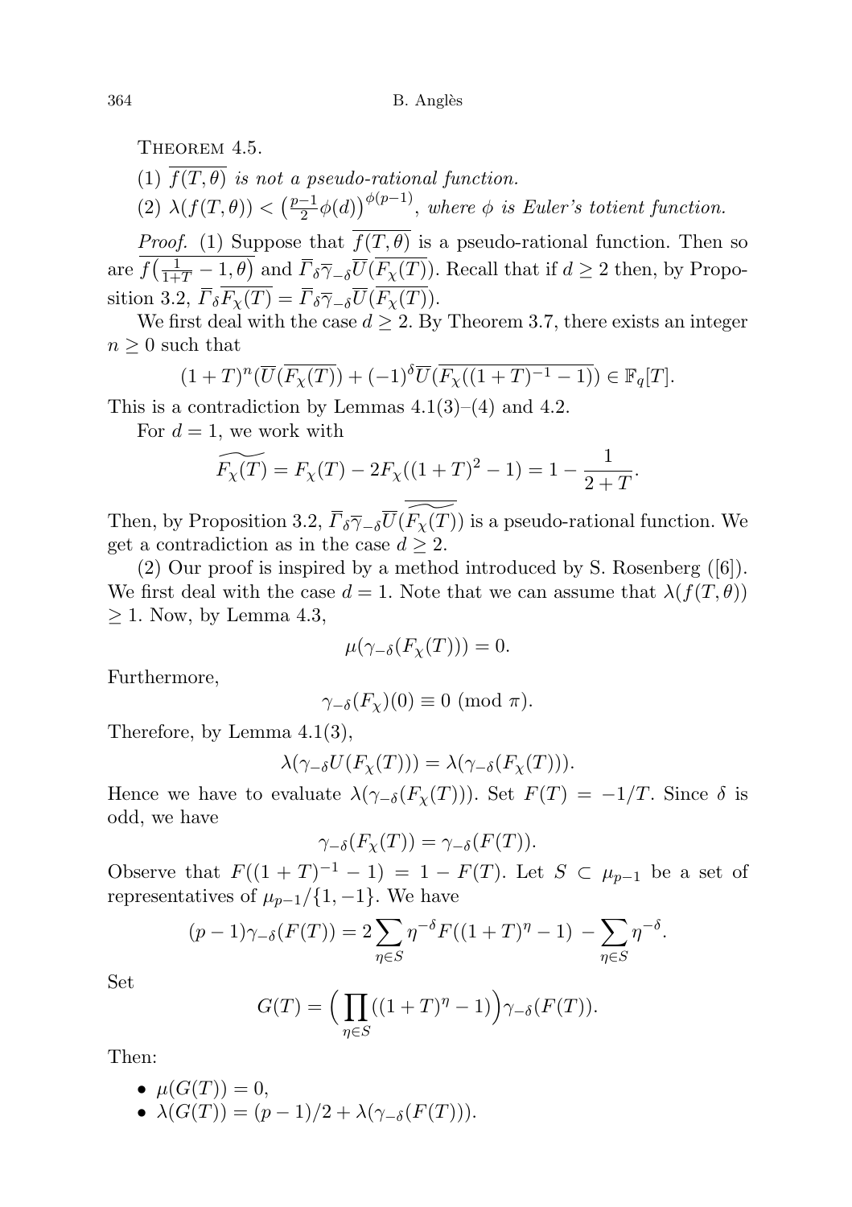Theorem 4.5.

(1) $\overline{f(T,\theta)}$ *is not a pseudo-rational function.*

(2) $\lambda(f(T,\theta)) < \big(\frac{p-1}{2}\phi(d)\big)^{\phi(p-1)}$, *where $\phi$ is Euler's totient function.*

*Proof.* (1) Suppose that $\overline{f(T,\theta)}$ is a pseudo-rational function. Then so are $\overline{f\big(\frac{1}{1+T}-1,\theta\big)}$ and $\overline{\Gamma}_\delta\overline{\gamma}_{-\delta}\overline{U}(\overline{F_\chi(T)})$. Recall that if $d\geq 2$ then, by Proposition 3.2, $\overline{\Gamma}_\delta\overline{F_\chi(T)} = \overline{\Gamma}_\delta\overline{\gamma}_{-\delta}\overline{U}(\overline{F_\chi(T)})$.

We first deal with the case $d\geq 2$. By Theorem 3.7, there exists an integer $n\geq 0$ such that

$$(1+T)^n(\overline{U}(\overline{F_\chi(T)}) + (-1)^\delta\overline{U}(\overline{F_\chi((1+T)^{-1}-1)}) \in \mathbb{F}_q[T].$$

This is a contradiction by Lemmas 4.1(3)–(4) and 4.2.

For $d=1$, we work with

$$\widetilde{F_\chi(T)} = F_\chi(T) - 2F_\chi((1+T)^2-1) = 1 - \frac{1}{2+T}.$$

Then, by Proposition 3.2, $\overline{\Gamma}_\delta\overline{\gamma}_{-\delta}\overline{U}(\overline{\widetilde{F_\chi(T)}})$ is a pseudo-rational function. We get a contradiction as in the case $d\geq 2$.

(2) Our proof is inspired by a method introduced by S. Rosenberg ([6]). We first deal with the case $d=1$. Note that we can assume that $\lambda(f(T,\theta))\geq 1$. Now, by Lemma 4.3,

$$\mu(\gamma_{-\delta}(F_\chi(T))) = 0.$$

Furthermore,

$$\gamma_{-\delta}(F_\chi)(0) \equiv 0 \pmod{\pi}.$$

Therefore, by Lemma 4.1(3),

$$\lambda(\gamma_{-\delta}U(F_\chi(T))) = \lambda(\gamma_{-\delta}(F_\chi(T))).$$

Hence we have to evaluate $\lambda(\gamma_{-\delta}(F_\chi(T)))$. Set $F(T) = -1/T$. Since $\delta$ is odd, we have

$$\gamma_{-\delta}(F_\chi(T)) = \gamma_{-\delta}(F(T)).$$

Observe that $F((1+T)^{-1}-1) = 1 - F(T)$. Let $S\subset\mu_{p-1}$ be a set of representatives of $\mu_{p-1}/\{1,-1\}$. We have

$$(p-1)\gamma_{-\delta}(F(T)) = 2\sum_{\eta\in S}\eta^{-\delta}F((1+T)^\eta-1) - \sum_{\eta\in S}\eta^{-\delta}.$$

Set

$$G(T) = \Big(\prod_{\eta\in S}((1+T)^\eta-1)\Big)\gamma_{-\delta}(F(T)).$$

Then:

- $\mu(G(T)) = 0$,
- $\lambda(G(T)) = (p-1)/2 + \lambda(\gamma_{-\delta}(F(T)))$.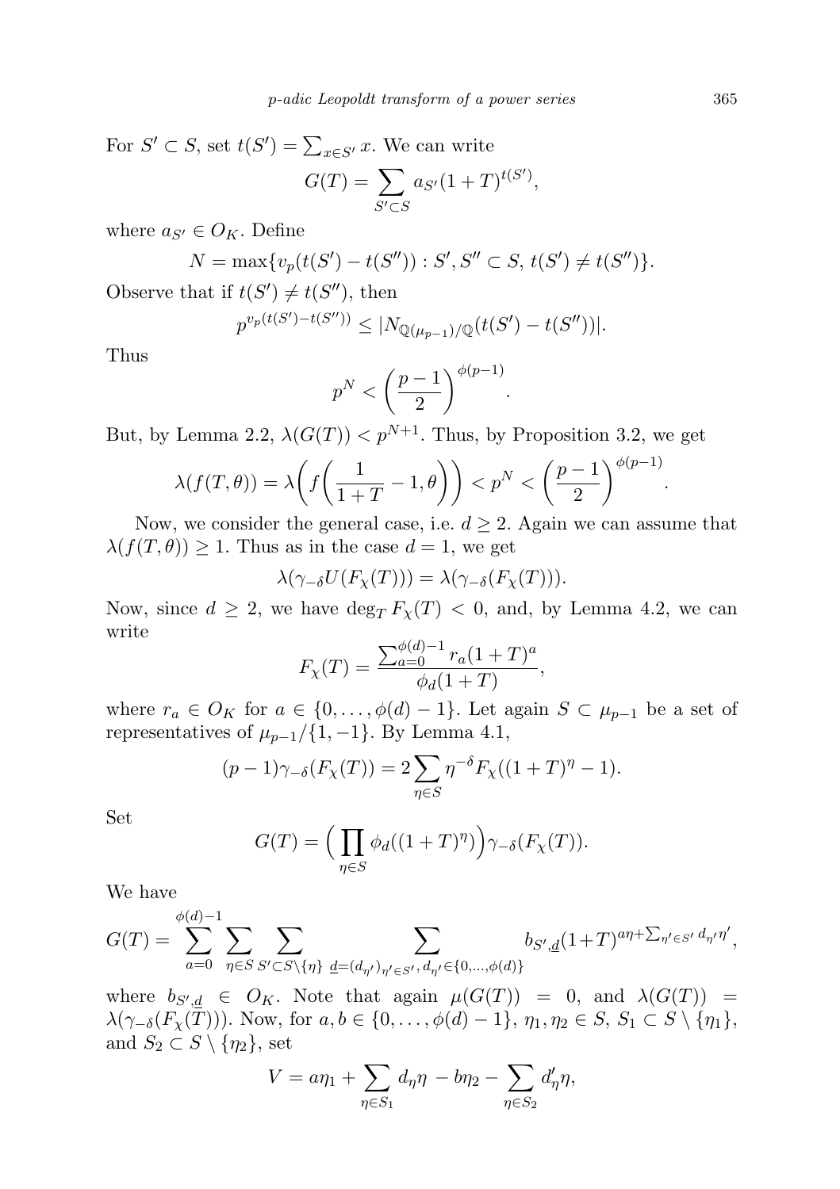For $S' \subset S$, set $t(S') = \sum_{x \in S'} x$. We can write

$$G(T) = \sum_{S' \subset S} a_{S'} (1+T)^{t(S')},$$

where $a_{S'} \in O_K$. Define

$$N = \max\{v_p(t(S') - t(S'')) : S', S'' \subset S,\, t(S') \neq t(S'')\}.$$

Observe that if $t(S') \neq t(S'')$, then

$$p^{v_p(t(S') - t(S''))} \leq |N_{\mathbb{Q}(\mu_{p-1})/\mathbb{Q}}(t(S') - t(S''))|.$$

Thus

$$p^N < \left(\frac{p-1}{2}\right)^{\phi(p-1)}.$$

But, by Lemma 2.2, $\lambda(G(T)) < p^{N+1}$. Thus, by Proposition 3.2, we get

$$\lambda(f(T,\theta)) = \lambda\left(f\left(\frac{1}{1+T} - 1, \theta\right)\right) < p^N < \left(\frac{p-1}{2}\right)^{\phi(p-1)}.$$

Now, we consider the general case, i.e. $d \geq 2$. Again we can assume that $\lambda(f(T,\theta)) \geq 1$. Thus as in the case $d = 1$, we get

$$\lambda(\gamma_{-\delta} U(F_\chi(T))) = \lambda(\gamma_{-\delta}(F_\chi(T))).$$

Now, since $d \geq 2$, we have $\deg_T F_\chi(T) < 0$, and, by Lemma 4.2, we can write

$$F_\chi(T) = \frac{\sum_{a=0}^{\phi(d)-1} r_a (1+T)^a}{\phi_d(1+T)},$$

where $r_a \in O_K$ for $a \in \{0, \ldots, \phi(d)-1\}$. Let again $S \subset \mu_{p-1}$ be a set of representatives of $\mu_{p-1}/\{1,-1\}$. By Lemma 4.1,

$$(p-1)\gamma_{-\delta}(F_\chi(T)) = 2 \sum_{\eta \in S} \eta^{-\delta} F_\chi((1+T)^\eta - 1).$$

Set

$$G(T) = \Big(\prod_{\eta \in S} \phi_d((1+T)^\eta)\Big) \gamma_{-\delta}(F_\chi(T)).$$

We have

$$G(T) = \sum_{a=0}^{\phi(d)-1} \sum_{\eta \in S} \sum_{S' \subset S \setminus \{\eta\}} \sum_{\underline{d} = (d_{\eta'})_{\eta' \in S'},\, d_{\eta'} \in \{0, \ldots, \phi(d)\}} b_{S', \underline{d}} (1+T)^{a\eta + \sum_{\eta' \in S'} d_{\eta'} \eta'},$$

where $b_{S', \underline{d}} \in O_K$. Note that again $\mu(G(T)) = 0$, and $\lambda(G(T)) = \lambda(\gamma_{-\delta}(F_\chi(T)))$. Now, for $a, b \in \{0, \ldots, \phi(d)-1\}$, $\eta_1, \eta_2 \in S$, $S_1 \subset S \setminus \{\eta_1\}$, and $S_2 \subset S \setminus \{\eta_2\}$, set

$$V = a\eta_1 + \sum_{\eta \in S_1} d_\eta \eta - b\eta_2 - \sum_{\eta \in S_2} d'_\eta \eta,$$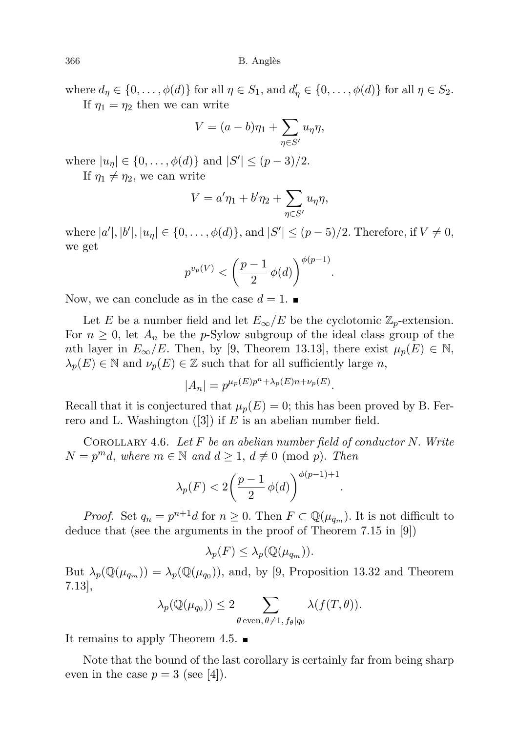where $d_\eta \in \{0, \ldots, \phi(d)\}$ for all $\eta \in S_1$, and $d'_\eta \in \{0, \ldots, \phi(d)\}$ for all $\eta \in S_2$.

If $\eta_1 = \eta_2$ then we can write

$$V = (a - b)\eta_1 + \sum_{\eta \in S'} u_\eta \eta,$$

where $|u_\eta| \in \{0, \ldots, \phi(d)\}$ and $|S'| \leq (p-3)/2$.

If $\eta_1 \neq \eta_2$, we can write

$$V = a'\eta_1 + b'\eta_2 + \sum_{\eta \in S'} u_\eta \eta,$$

where $|a'|, |b'|, |u_\eta| \in \{0, \ldots, \phi(d)\}$, and $|S'| \leq (p-5)/2$. Therefore, if $V \neq 0$, we get

$$p^{v_p(V)} < \left(\frac{p-1}{2}\,\phi(d)\right)^{\phi(p-1)}.$$

Now, we can conclude as in the case $d = 1$. ■

Let $E$ be a number field and let $E_\infty/E$ be the cyclotomic $\mathbb{Z}_p$-extension. For $n \geq 0$, let $A_n$ be the $p$-Sylow subgroup of the ideal class group of the $n$th layer in $E_\infty/E$. Then, by [9, Theorem 13.13], there exist $\mu_p(E) \in \mathbb{N}$, $\lambda_p(E) \in \mathbb{N}$ and $\nu_p(E) \in \mathbb{Z}$ such that for all sufficiently large $n$,

$$|A_n| = p^{\mu_p(E)p^n + \lambda_p(E)n + \nu_p(E)}.$$

Recall that it is conjectured that $\mu_p(E) = 0$; this has been proved by B. Ferrero and L. Washington ([3]) if $E$ is an abelian number field.

Corollary 4.6. *Let $F$ be an abelian number field of conductor $N$. Write $N = p^m d$, where $m \in \mathbb{N}$ and $d \geq 1$, $d \not\equiv 0 \pmod{p}$. Then*

$$\lambda_p(F) < 2\left(\frac{p-1}{2}\,\phi(d)\right)^{\phi(p-1)+1}.$$

*Proof.* Set $q_n = p^{n+1}d$ for $n \geq 0$. Then $F \subset \mathbb{Q}(\mu_{q_m})$. It is not difficult to deduce that (see the arguments in the proof of Theorem 7.15 in [9])

$$\lambda_p(F) \leq \lambda_p(\mathbb{Q}(\mu_{q_m})).$$

But $\lambda_p(\mathbb{Q}(\mu_{q_m})) = \lambda_p(\mathbb{Q}(\mu_{q_0}))$, and, by [9, Proposition 13.32 and Theorem 7.13],

$$\lambda_p(\mathbb{Q}(\mu_{q_0})) \leq 2 \sum_{\theta \text{ even},\, \theta \neq 1,\, f_\theta | q_0} \lambda(f(T, \theta)).$$

It remains to apply Theorem 4.5. ■

Note that the bound of the last corollary is certainly far from being sharp even in the case $p = 3$ (see [4]).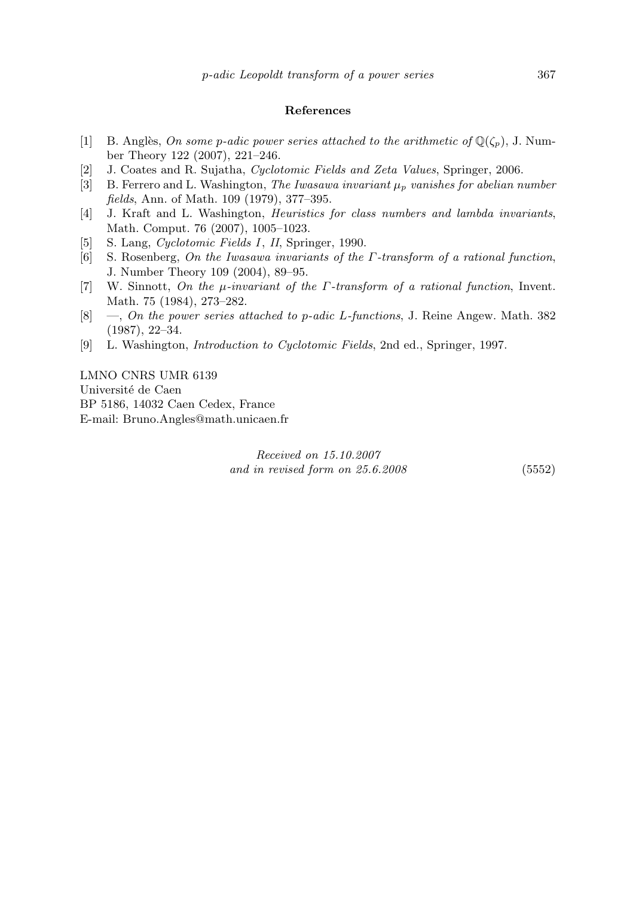## References

[1] B. Anglès, *On some p-adic power series attached to the arithmetic of* $\mathbb{Q}(\zeta_p)$, J. Number Theory 122 (2007), 221–246.

[2] J. Coates and R. Sujatha, *Cyclotomic Fields and Zeta Values*, Springer, 2006.

[3] B. Ferrero and L. Washington, *The Iwasawa invariant* $\mu_p$ *vanishes for abelian number fields*, Ann. of Math. 109 (1979), 377–395.

[4] J. Kraft and L. Washington, *Heuristics for class numbers and lambda invariants*, Math. Comput. 76 (2007), 1005–1023.

[5] S. Lang, *Cyclotomic Fields I, II*, Springer, 1990.

[6] S. Rosenberg, *On the Iwasawa invariants of the* $\Gamma$*-transform of a rational function*, J. Number Theory 109 (2004), 89–95.

[7] W. Sinnott, *On the* $\mu$*-invariant of the* $\Gamma$*-transform of a rational function*, Invent. Math. 75 (1984), 273–282.

[8] —, *On the power series attached to p-adic L-functions*, J. Reine Angew. Math. 382 (1987), 22–34.

[9] L. Washington, *Introduction to Cyclotomic Fields*, 2nd ed., Springer, 1997.

LMNO CNRS UMR 6139
Université de Caen
BP 5186, 14032 Caen Cedex, France
E-mail: Bruno.Angles@math.unicaen.fr

*Received on 15.10.2007*
*and in revised form on 25.6.2008* (5552)